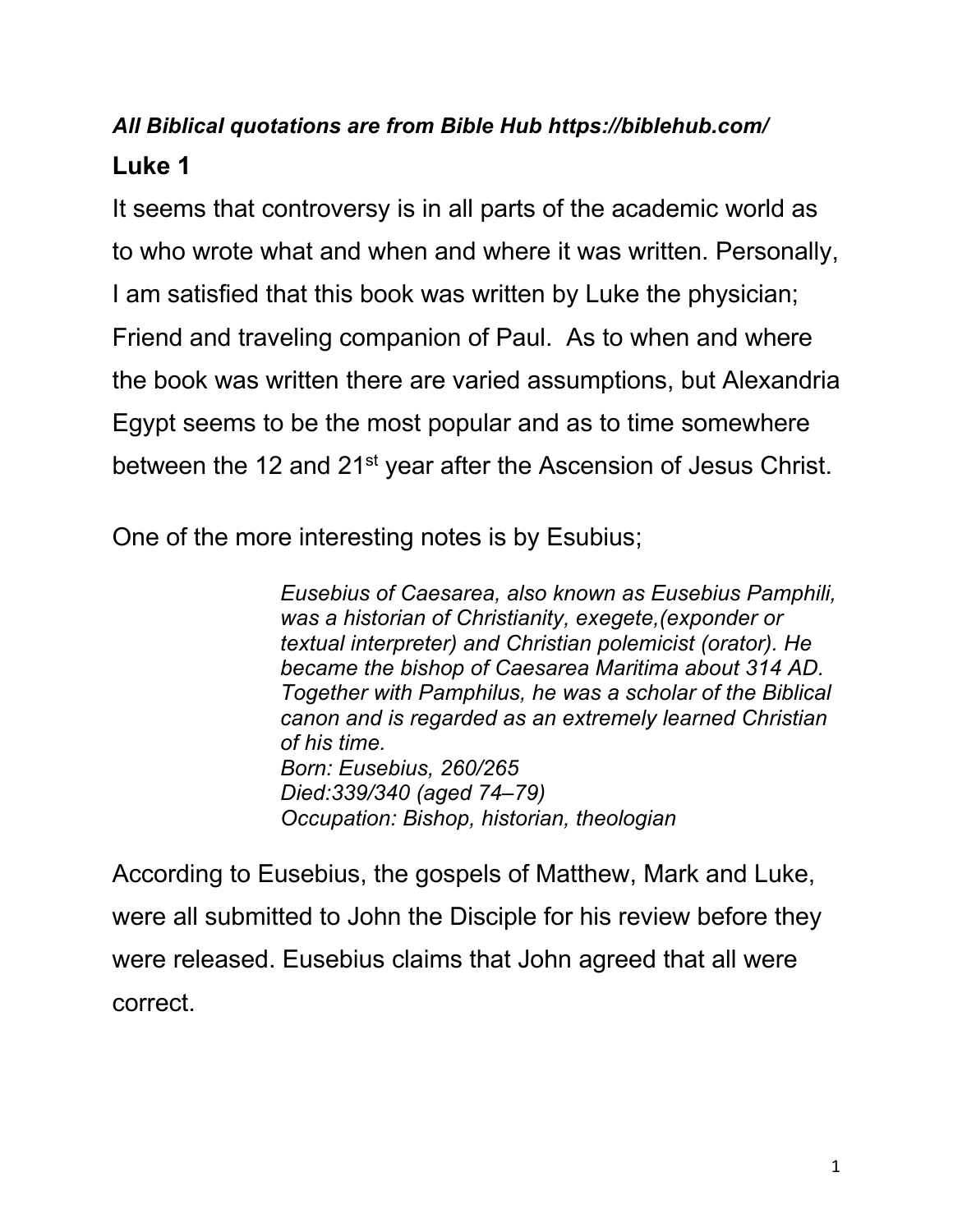***All Biblical quotations are from Bible Hub https://biblehub.com/***

## Luke 1

It seems that controversy is in all parts of the academic world as to who wrote what and when and where it was written. Personally, I am satisfied that this book was written by Luke the physician; Friend and traveling companion of Paul. As to when and where the book was written there are varied assumptions, but Alexandria Egypt seems to be the most popular and as to time somewhere between the 12 and 21st year after the Ascension of Jesus Christ.

One of the more interesting notes is by Esubius;

> *Eusebius of Caesarea, also known as Eusebius Pamphili, was a historian of Christianity, exegete,(exponder or textual interpreter) and Christian polemicist (orator). He became the bishop of Caesarea Maritima about 314 AD. Together with Pamphilus, he was a scholar of the Biblical canon and is regarded as an extremely learned Christian of his time.*
> *Born: Eusebius, 260/265*
> *Died:339/340 (aged 74–79)*
> *Occupation: Bishop, historian, theologian*

According to Eusebius, the gospels of Matthew, Mark and Luke, were all submitted to John the Disciple for his review before they were released. Eusebius claims that John agreed that all were correct.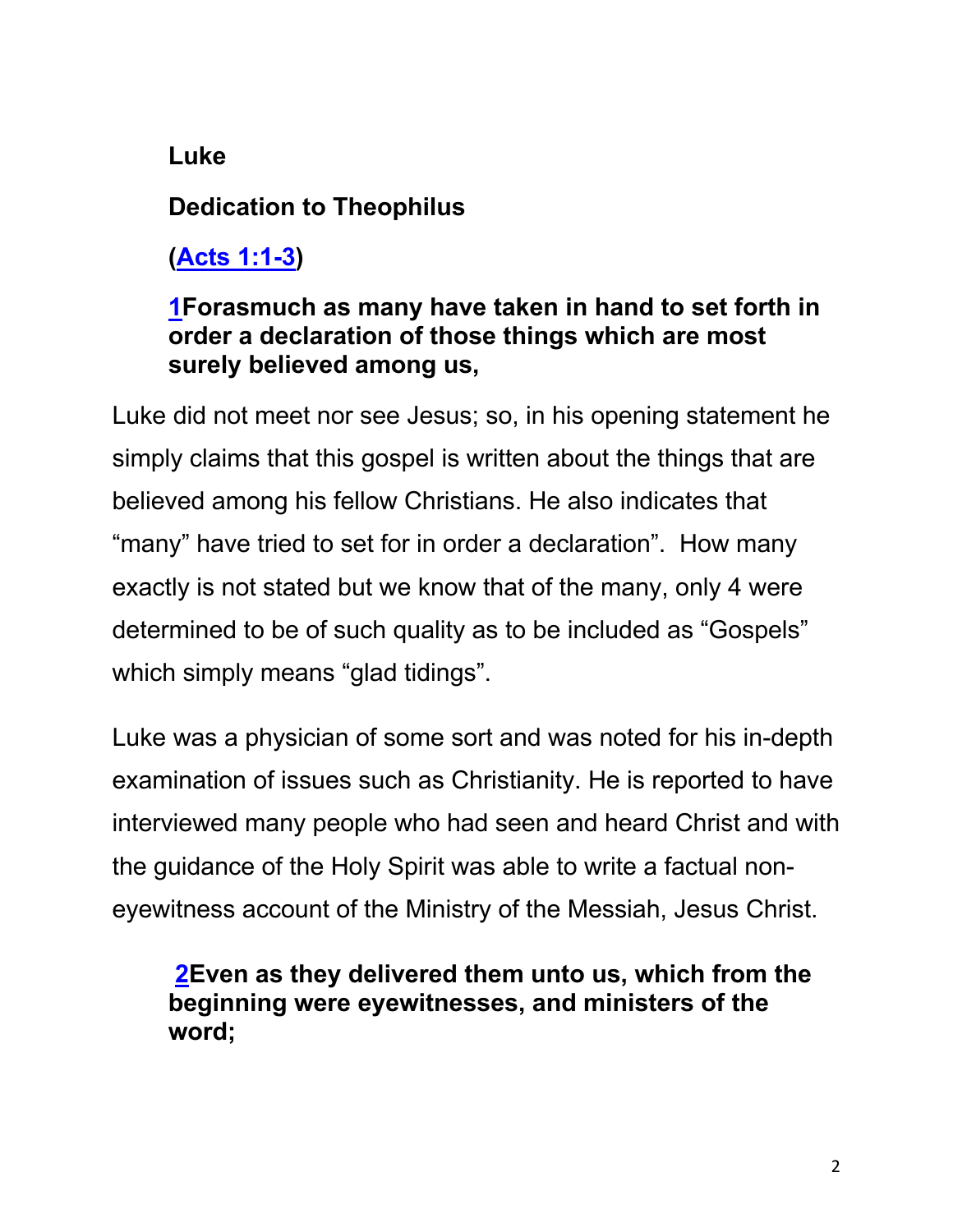**Luke**

**Dedication to Theophilus**

**([Acts 1:1-3](Acts 1:1-3))**

**1Forasmuch as many have taken in hand to set forth in order a declaration of those things which are most surely believed among us,**

Luke did not meet nor see Jesus; so, in his opening statement he simply claims that this gospel is written about the things that are believed among his fellow Christians. He also indicates that "many" have tried to set for in order a declaration". How many exactly is not stated but we know that of the many, only 4 were determined to be of such quality as to be included as "Gospels" which simply means "glad tidings".

Luke was a physician of some sort and was noted for his in-depth examination of issues such as Christianity. He is reported to have interviewed many people who had seen and heard Christ and with the guidance of the Holy Spirit was able to write a factual non-eyewitness account of the Ministry of the Messiah, Jesus Christ.

**2Even as they delivered them unto us, which from the beginning were eyewitnesses, and ministers of the word;**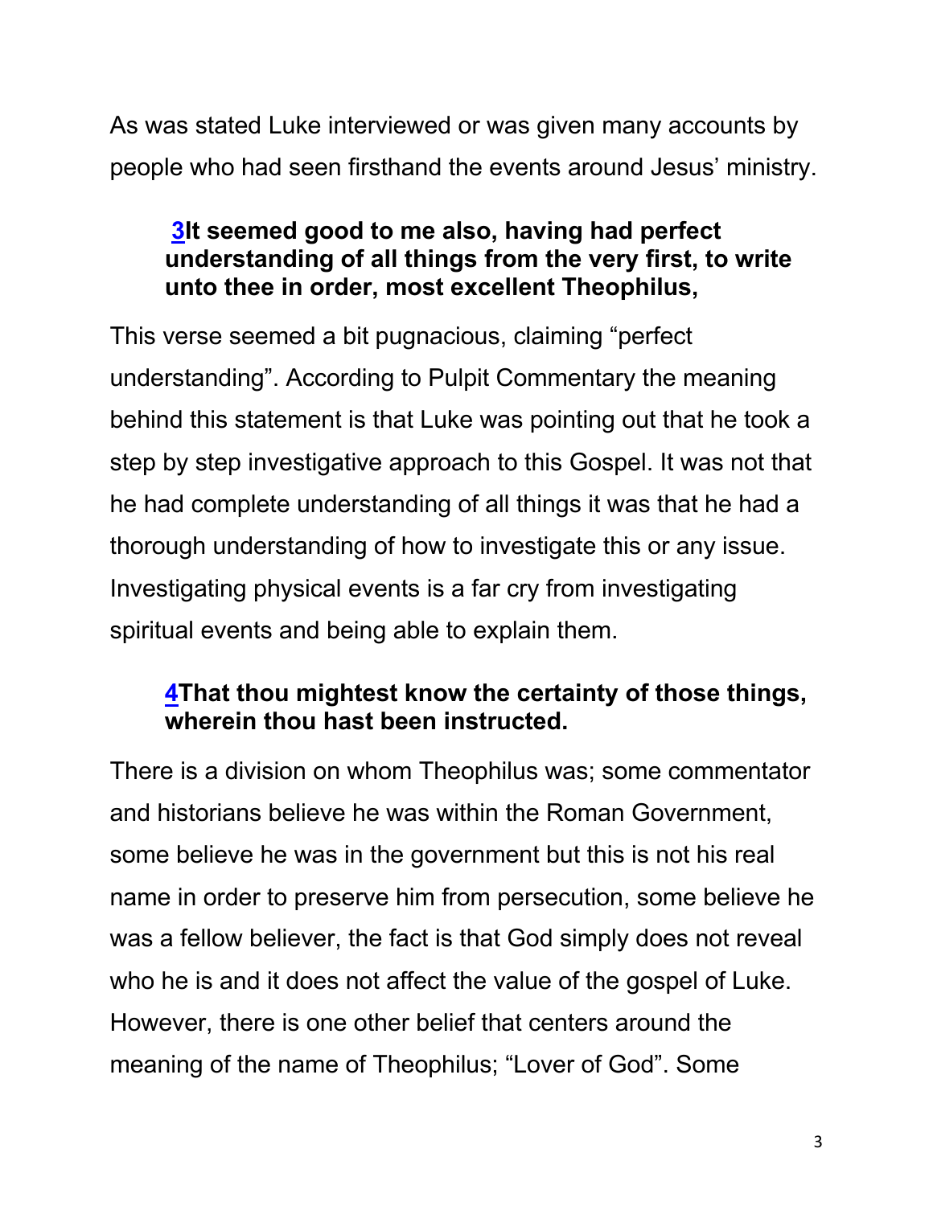As was stated Luke interviewed or was given many accounts by people who had seen firsthand the events around Jesus' ministry.

> **3It seemed good to me also, having had perfect understanding of all things from the very first, to write unto thee in order, most excellent Theophilus,**

This verse seemed a bit pugnacious, claiming "perfect understanding". According to Pulpit Commentary the meaning behind this statement is that Luke was pointing out that he took a step by step investigative approach to this Gospel. It was not that he had complete understanding of all things it was that he had a thorough understanding of how to investigate this or any issue. Investigating physical events is a far cry from investigating spiritual events and being able to explain them.

> **4That thou mightest know the certainty of those things, wherein thou hast been instructed.**

There is a division on whom Theophilus was; some commentator and historians believe he was within the Roman Government, some believe he was in the government but this is not his real name in order to preserve him from persecution, some believe he was a fellow believer, the fact is that God simply does not reveal who he is and it does not affect the value of the gospel of Luke. However, there is one other belief that centers around the meaning of the name of Theophilus; "Lover of God". Some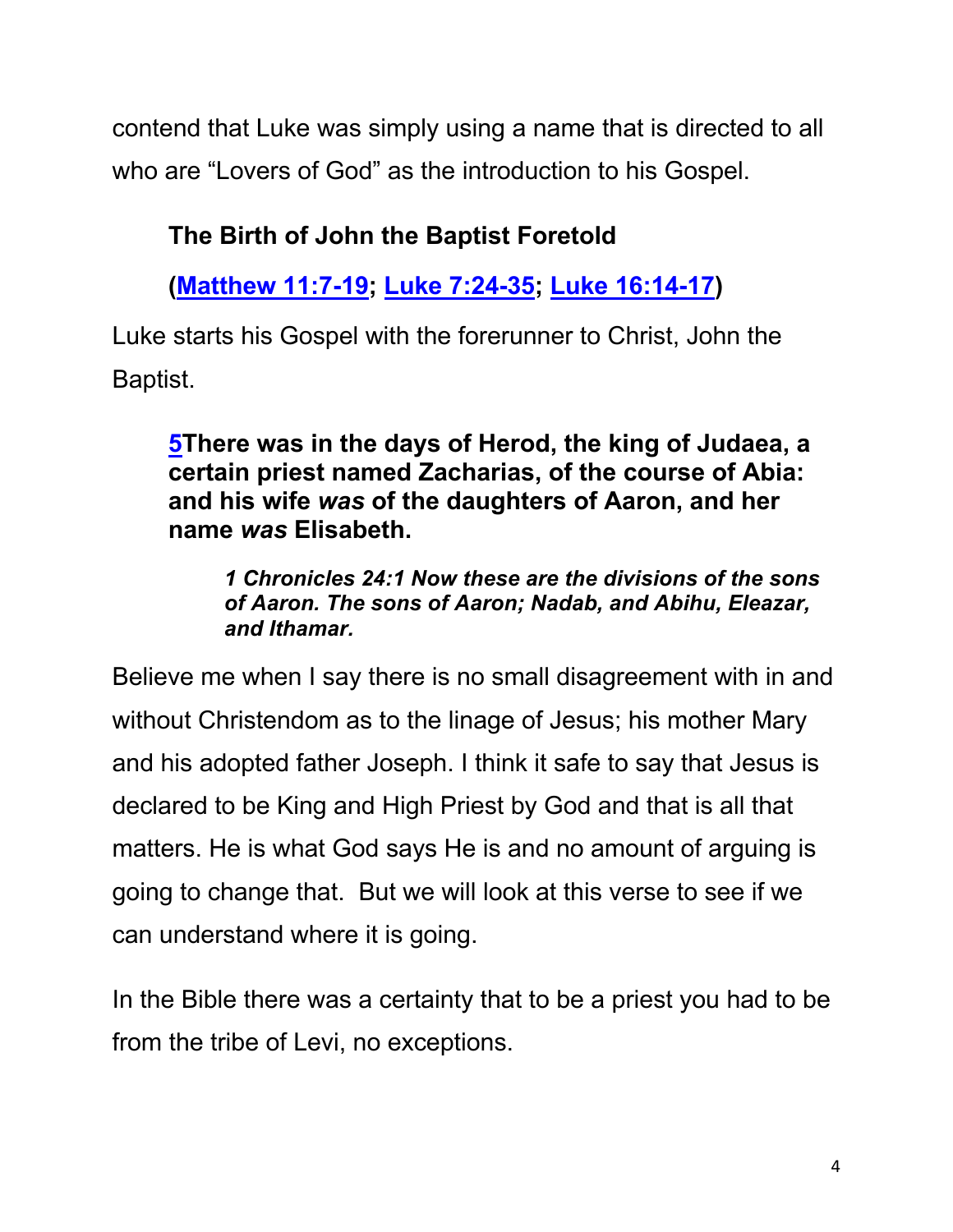contend that Luke was simply using a name that is directed to all who are "Lovers of God" as the introduction to his Gospel.

### The Birth of John the Baptist Foretold

**(Matthew 11:7-19; Luke 7:24-35; Luke 16:14-17)**

Luke starts his Gospel with the forerunner to Christ, John the Baptist.

> **5There was in the days of Herod, the king of Judaea, a certain priest named Zacharias, of the course of Abia: and his wife *was* of the daughters of Aaron, and her name *was* Elisabeth.**
>
> > ***1 Chronicles 24:1 Now these are the divisions of the sons of Aaron. The sons of Aaron; Nadab, and Abihu, Eleazar, and Ithamar.***

Believe me when I say there is no small disagreement with in and without Christendom as to the linage of Jesus; his mother Mary and his adopted father Joseph. I think it safe to say that Jesus is declared to be King and High Priest by God and that is all that matters. He is what God says He is and no amount of arguing is going to change that. But we will look at this verse to see if we can understand where it is going.

In the Bible there was a certainty that to be a priest you had to be from the tribe of Levi, no exceptions.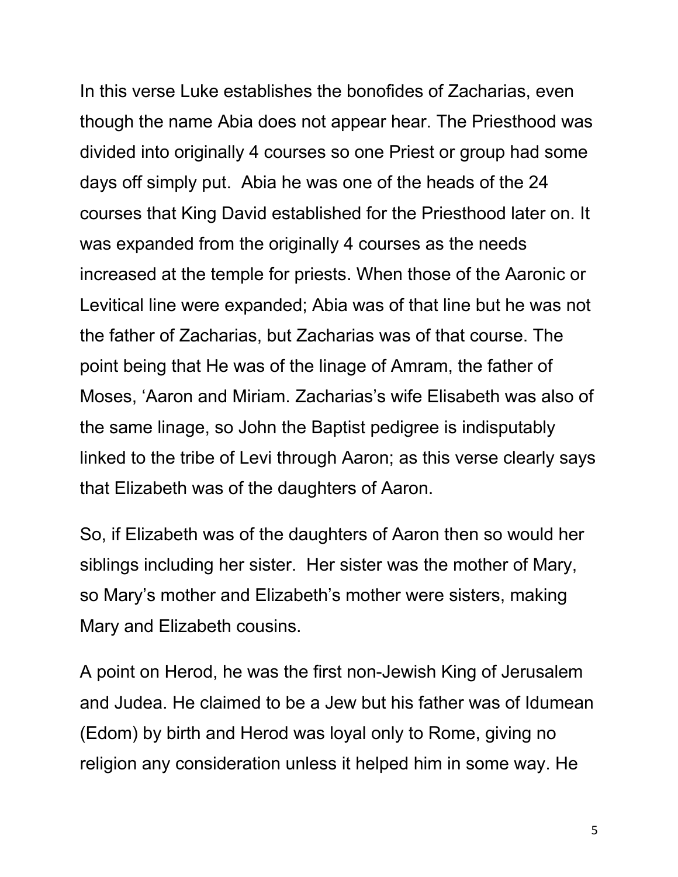In this verse Luke establishes the bonofides of Zacharias, even though the name Abia does not appear hear. The Priesthood was divided into originally 4 courses so one Priest or group had some days off simply put. Abia he was one of the heads of the 24 courses that King David established for the Priesthood later on. It was expanded from the originally 4 courses as the needs increased at the temple for priests. When those of the Aaronic or Levitical line were expanded; Abia was of that line but he was not the father of Zacharias, but Zacharias was of that course. The point being that He was of the linage of Amram, the father of Moses, 'Aaron and Miriam. Zacharias's wife Elisabeth was also of the same linage, so John the Baptist pedigree is indisputably linked to the tribe of Levi through Aaron; as this verse clearly says that Elizabeth was of the daughters of Aaron.

So, if Elizabeth was of the daughters of Aaron then so would her siblings including her sister. Her sister was the mother of Mary, so Mary's mother and Elizabeth's mother were sisters, making Mary and Elizabeth cousins.

A point on Herod, he was the first non-Jewish King of Jerusalem and Judea. He claimed to be a Jew but his father was of Idumean (Edom) by birth and Herod was loyal only to Rome, giving no religion any consideration unless it helped him in some way. He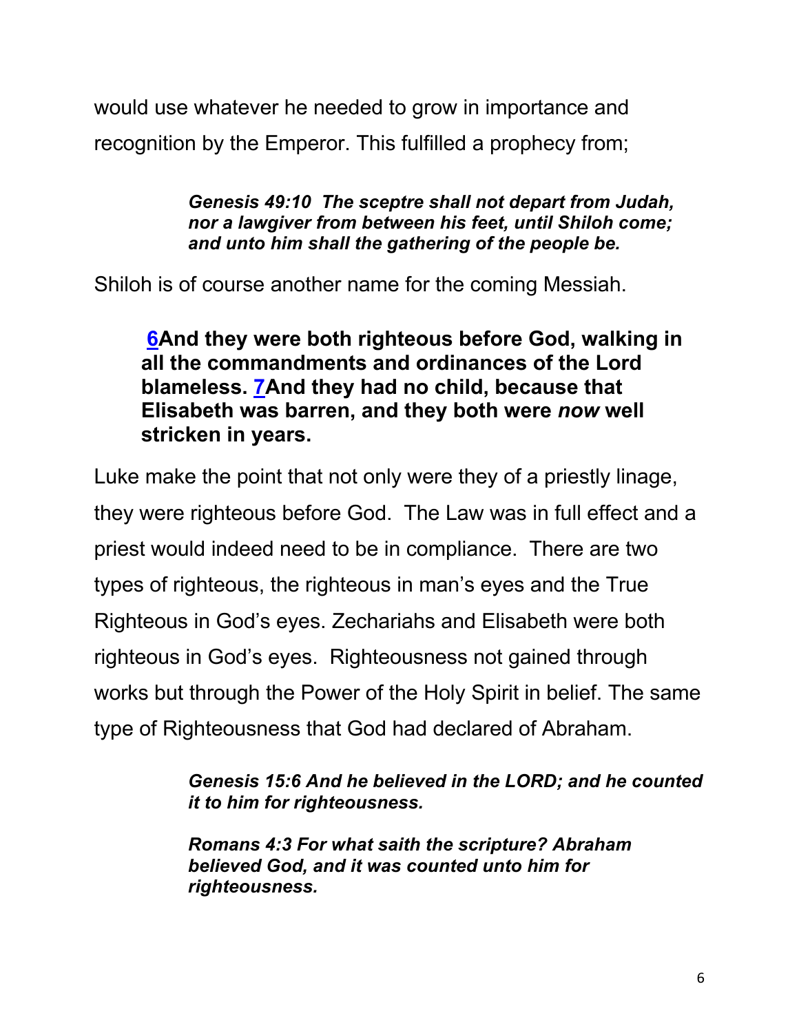would use whatever he needed to grow in importance and recognition by the Emperor. This fulfilled a prophecy from;

> ***Genesis 49:10 The sceptre shall not depart from Judah, nor a lawgiver from between his feet, until Shiloh come; and unto him shall the gathering of the people be.***

Shiloh is of course another name for the coming Messiah.

> **6And they were both righteous before God, walking in all the commandments and ordinances of the Lord blameless. 7And they had no child, because that Elisabeth was barren, and they both were *now* well stricken in years.**

Luke make the point that not only were they of a priestly linage, they were righteous before God. The Law was in full effect and a priest would indeed need to be in compliance. There are two types of righteous, the righteous in man's eyes and the True Righteous in God's eyes. Zechariahs and Elisabeth were both righteous in God's eyes. Righteousness not gained through works but through the Power of the Holy Spirit in belief. The same type of Righteousness that God had declared of Abraham.

> ***Genesis 15:6 And he believed in the LORD; and he counted it to him for righteousness.***
>
> ***Romans 4:3 For what saith the scripture? Abraham believed God, and it was counted unto him for righteousness.***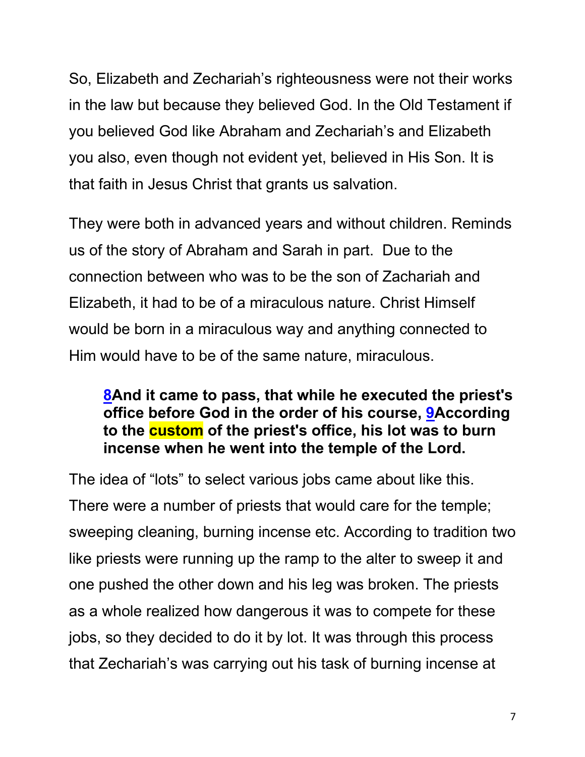So, Elizabeth and Zechariah's righteousness were not their works in the law but because they believed God. In the Old Testament if you believed God like Abraham and Zechariah's and Elizabeth you also, even though not evident yet, believed in His Son. It is that faith in Jesus Christ that grants us salvation.

They were both in advanced years and without children. Reminds us of the story of Abraham and Sarah in part. Due to the connection between who was to be the son of Zachariah and Elizabeth, it had to be of a miraculous nature. Christ Himself would be born in a miraculous way and anything connected to Him would have to be of the same nature, miraculous.

> **8And it came to pass, that while he executed the priest's office before God in the order of his course, 9According to the custom of the priest's office, his lot was to burn incense when he went into the temple of the Lord.**

The idea of "lots" to select various jobs came about like this. There were a number of priests that would care for the temple; sweeping cleaning, burning incense etc. According to tradition two like priests were running up the ramp to the alter to sweep it and one pushed the other down and his leg was broken. The priests as a whole realized how dangerous it was to compete for these jobs, so they decided to do it by lot. It was through this process that Zechariah's was carrying out his task of burning incense at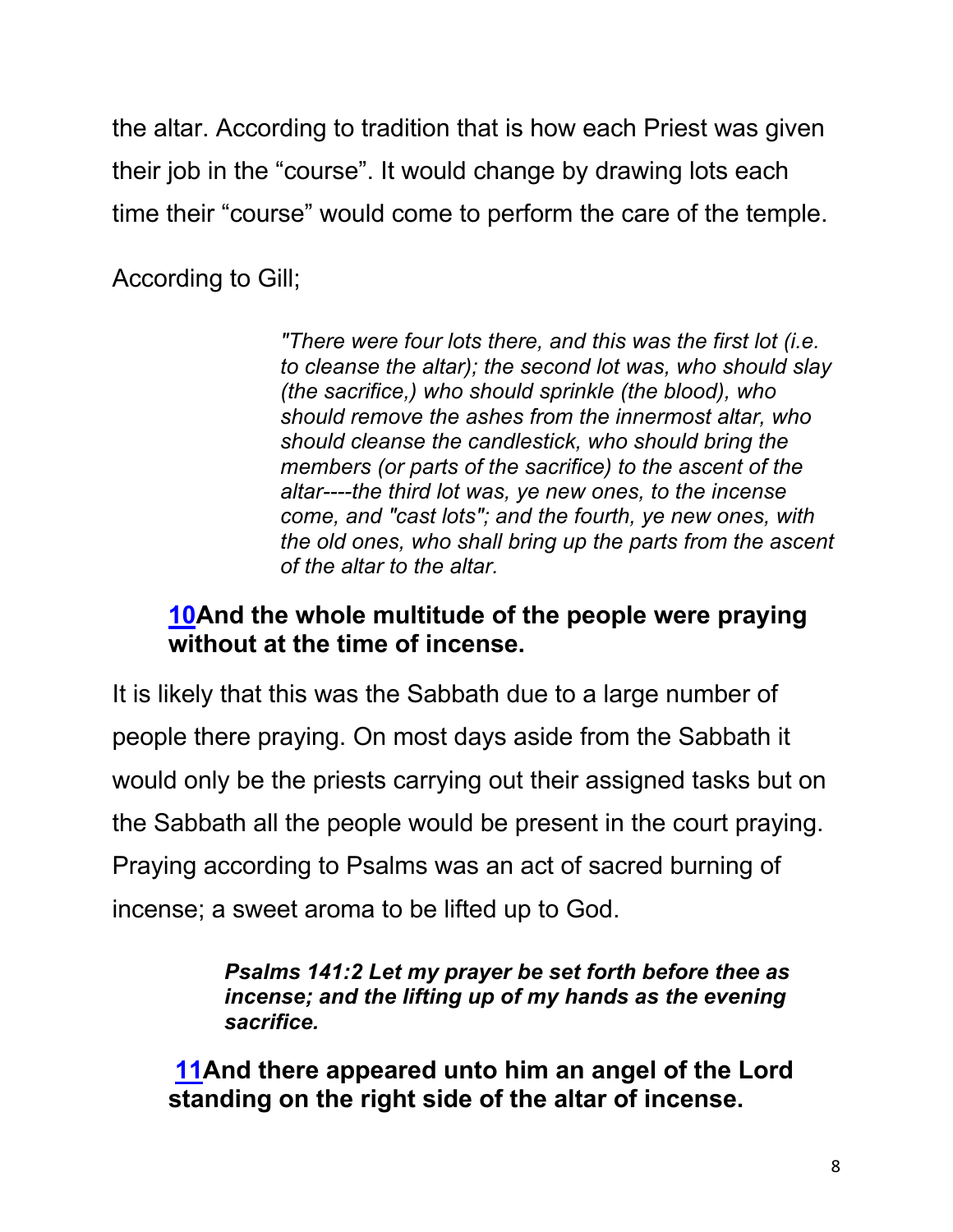the altar. According to tradition that is how each Priest was given their job in the “course”. It would change by drawing lots each time their “course” would come to perform the care of the temple.

According to Gill;

> *"There were four lots there, and this was the first lot (i.e. to cleanse the altar); the second lot was, who should slay (the sacrifice,) who should sprinkle (the blood), who should remove the ashes from the innermost altar, who should cleanse the candlestick, who should bring the members (or parts of the sacrifice) to the ascent of the altar----the third lot was, ye new ones, to the incense come, and "cast lots"; and the fourth, ye new ones, with the old ones, who shall bring up the parts from the ascent of the altar to the altar.*

**10And the whole multitude of the people were praying without at the time of incense.**

It is likely that this was the Sabbath due to a large number of people there praying. On most days aside from the Sabbath it would only be the priests carrying out their assigned tasks but on the Sabbath all the people would be present in the court praying. Praying according to Psalms was an act of sacred burning of incense; a sweet aroma to be lifted up to God.

> ***Psalms 141:2 Let my prayer be set forth before thee as incense; and the lifting up of my hands as the evening sacrifice.***

**11And there appeared unto him an angel of the Lord standing on the right side of the altar of incense.**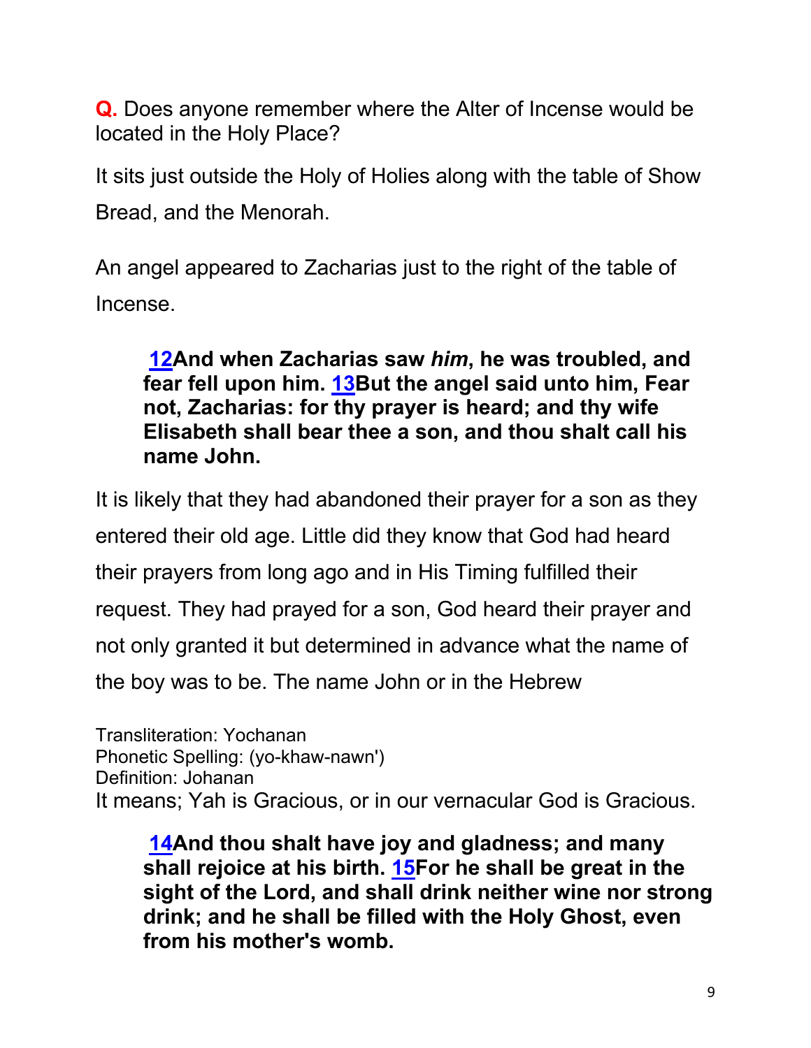**Q.** Does anyone remember where the Alter of Incense would be located in the Holy Place?

It sits just outside the Holy of Holies along with the table of Show Bread, and the Menorah.

An angel appeared to Zacharias just to the right of the table of Incense.

> **12And when Zacharias saw *him*, he was troubled, and fear fell upon him. 13But the angel said unto him, Fear not, Zacharias: for thy prayer is heard; and thy wife Elisabeth shall bear thee a son, and thou shalt call his name John.**

It is likely that they had abandoned their prayer for a son as they entered their old age. Little did they know that God had heard their prayers from long ago and in His Timing fulfilled their request. They had prayed for a son, God heard their prayer and not only granted it but determined in advance what the name of the boy was to be. The name John or in the Hebrew

Transliteration: Yochanan
Phonetic Spelling: (yo-khaw-nawn')
Definition: Johanan
It means; Yah is Gracious, or in our vernacular God is Gracious.

> **14And thou shalt have joy and gladness; and many shall rejoice at his birth. 15For he shall be great in the sight of the Lord, and shall drink neither wine nor strong drink; and he shall be filled with the Holy Ghost, even from his mother's womb.**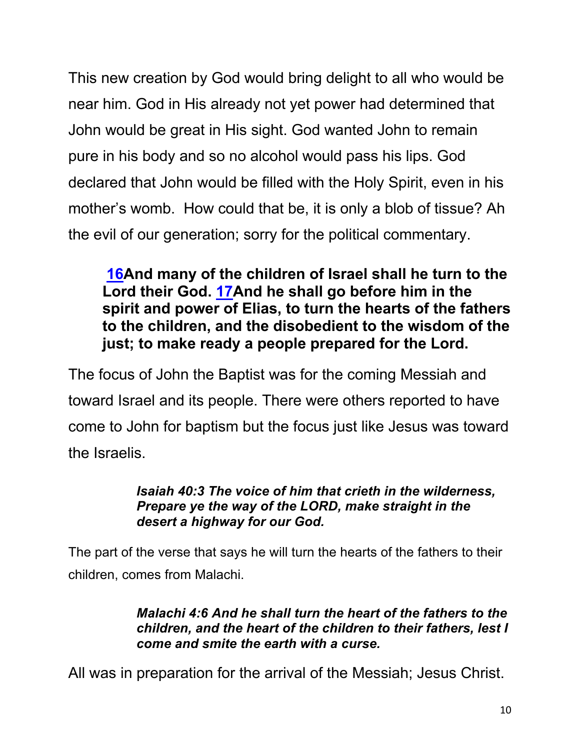This new creation by God would bring delight to all who would be near him. God in His already not yet power had determined that John would be great in His sight. God wanted John to remain pure in his body and so no alcohol would pass his lips. God declared that John would be filled with the Holy Spirit, even in his mother's womb. How could that be, it is only a blob of tissue? Ah the evil of our generation; sorry for the political commentary.

> **[16](#)And many of the children of Israel shall he turn to the Lord their God. [17](#)And he shall go before him in the spirit and power of Elias, to turn the hearts of the fathers to the children, and the disobedient to the wisdom of the just; to make ready a people prepared for the Lord.**

The focus of John the Baptist was for the coming Messiah and toward Israel and its people. There were others reported to have come to John for baptism but the focus just like Jesus was toward the Israelis.

> ***Isaiah 40:3 The voice of him that crieth in the wilderness, Prepare ye the way of the LORD, make straight in the desert a highway for our God.***

The part of the verse that says he will turn the hearts of the fathers to their children, comes from Malachi.

> ***Malachi 4:6 And he shall turn the heart of the fathers to the children, and the heart of the children to their fathers, lest I come and smite the earth with a curse.***

All was in preparation for the arrival of the Messiah; Jesus Christ.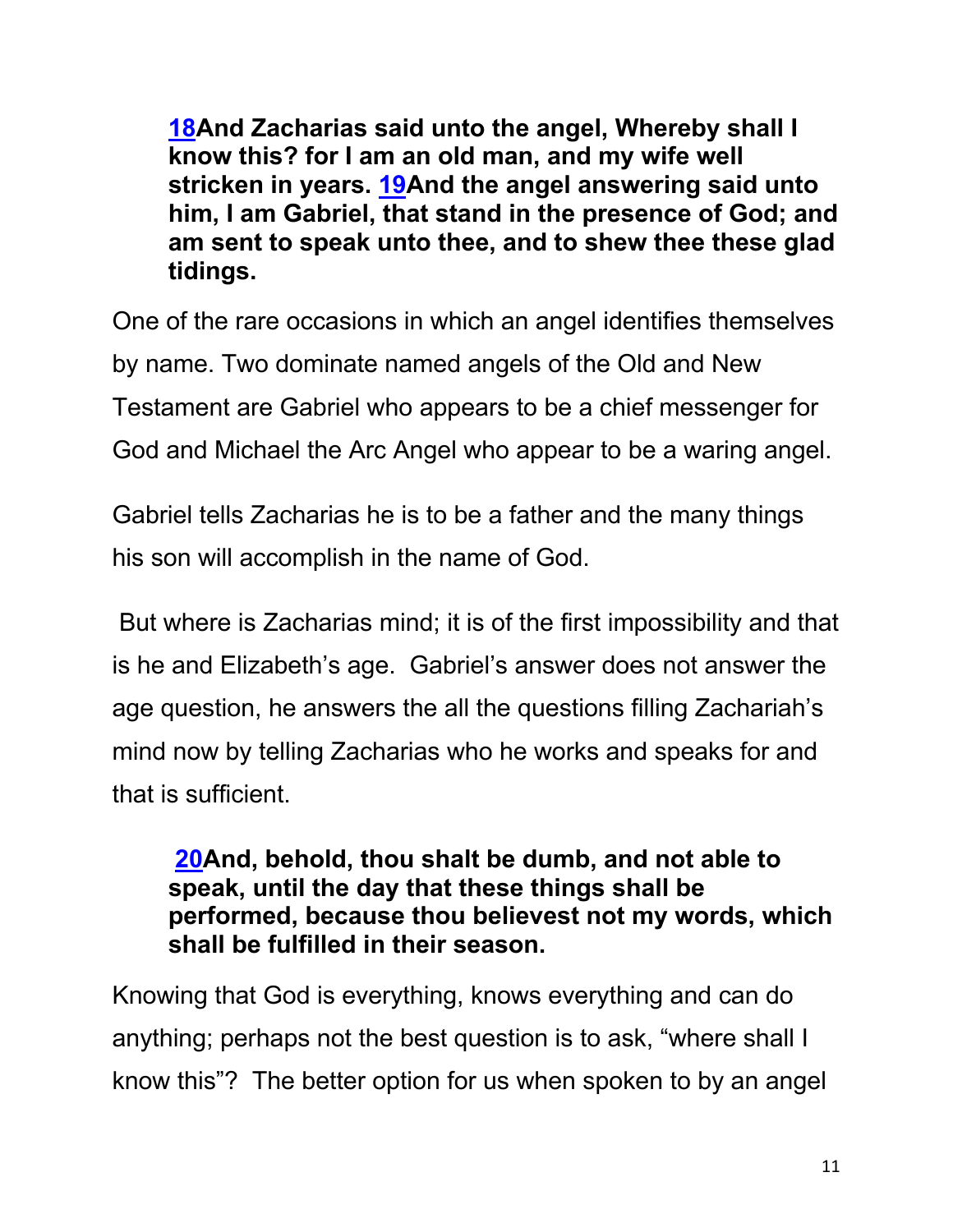**[18](#)And Zacharias said unto the angel, Whereby shall I know this? for I am an old man, and my wife well stricken in years. [19](#)And the angel answering said unto him, I am Gabriel, that stand in the presence of God; and am sent to speak unto thee, and to shew thee these glad tidings.**

One of the rare occasions in which an angel identifies themselves by name. Two dominate named angels of the Old and New Testament are Gabriel who appears to be a chief messenger for God and Michael the Arc Angel who appear to be a waring angel.

Gabriel tells Zacharias he is to be a father and the many things his son will accomplish in the name of God.

But where is Zacharias mind; it is of the first impossibility and that is he and Elizabeth's age. Gabriel's answer does not answer the age question, he answers the all the questions filling Zachariah's mind now by telling Zacharias who he works and speaks for and that is sufficient.

**[20](#)And, behold, thou shalt be dumb, and not able to speak, until the day that these things shall be performed, because thou believest not my words, which shall be fulfilled in their season.**

Knowing that God is everything, knows everything and can do anything; perhaps not the best question is to ask, "where shall I know this"? The better option for us when spoken to by an angel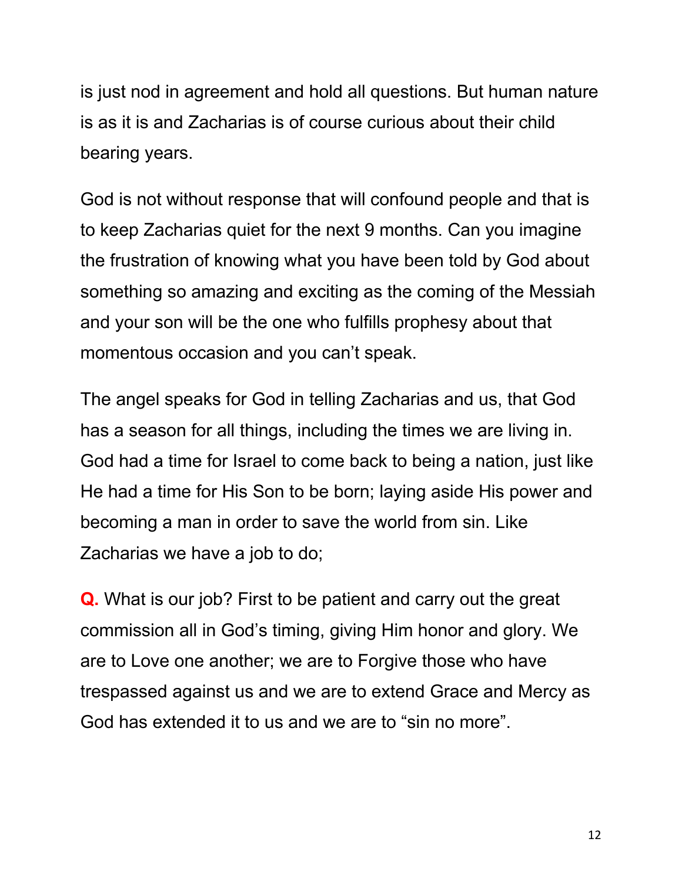is just nod in agreement and hold all questions. But human nature is as it is and Zacharias is of course curious about their child bearing years.

God is not without response that will confound people and that is to keep Zacharias quiet for the next 9 months. Can you imagine the frustration of knowing what you have been told by God about something so amazing and exciting as the coming of the Messiah and your son will be the one who fulfills prophesy about that momentous occasion and you can't speak.

The angel speaks for God in telling Zacharias and us, that God has a season for all things, including the times we are living in. God had a time for Israel to come back to being a nation, just like He had a time for His Son to be born; laying aside His power and becoming a man in order to save the world from sin. Like Zacharias we have a job to do;

**Q.** What is our job? First to be patient and carry out the great commission all in God's timing, giving Him honor and glory. We are to Love one another; we are to Forgive those who have trespassed against us and we are to extend Grace and Mercy as God has extended it to us and we are to "sin no more".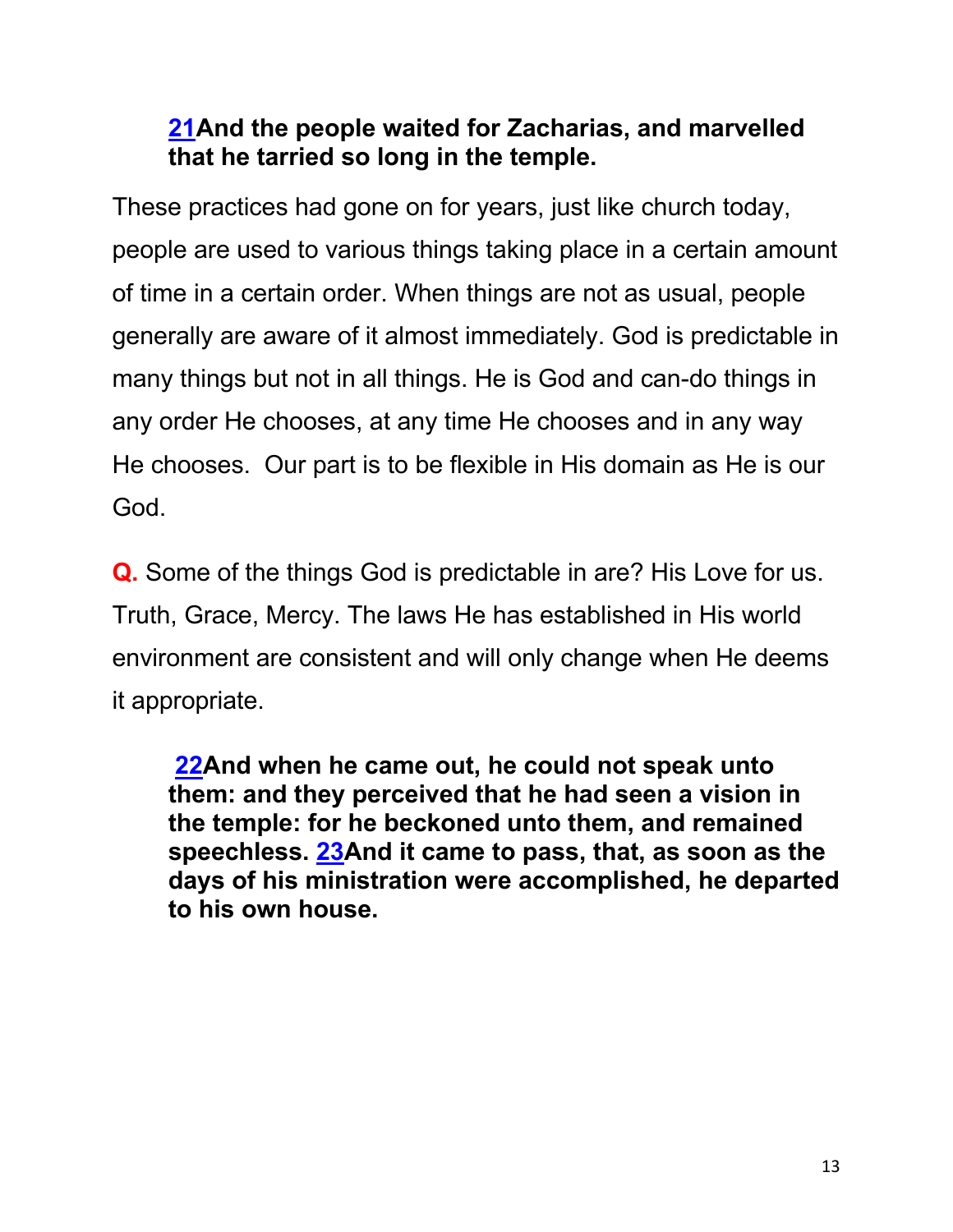**[21](#)And the people waited for Zacharias, and marvelled that he tarried so long in the temple.**

These practices had gone on for years, just like church today, people are used to various things taking place in a certain amount of time in a certain order. When things are not as usual, people generally are aware of it almost immediately. God is predictable in many things but not in all things. He is God and can-do things in any order He chooses, at any time He chooses and in any way He chooses. Our part is to be flexible in His domain as He is our God.

**Q.** Some of the things God is predictable in are? His Love for us. Truth, Grace, Mercy. The laws He has established in His world environment are consistent and will only change when He deems it appropriate.

**[22](#)And when he came out, he could not speak unto them: and they perceived that he had seen a vision in the temple: for he beckoned unto them, and remained speechless. [23](#)And it came to pass, that, as soon as the days of his ministration were accomplished, he departed to his own house.**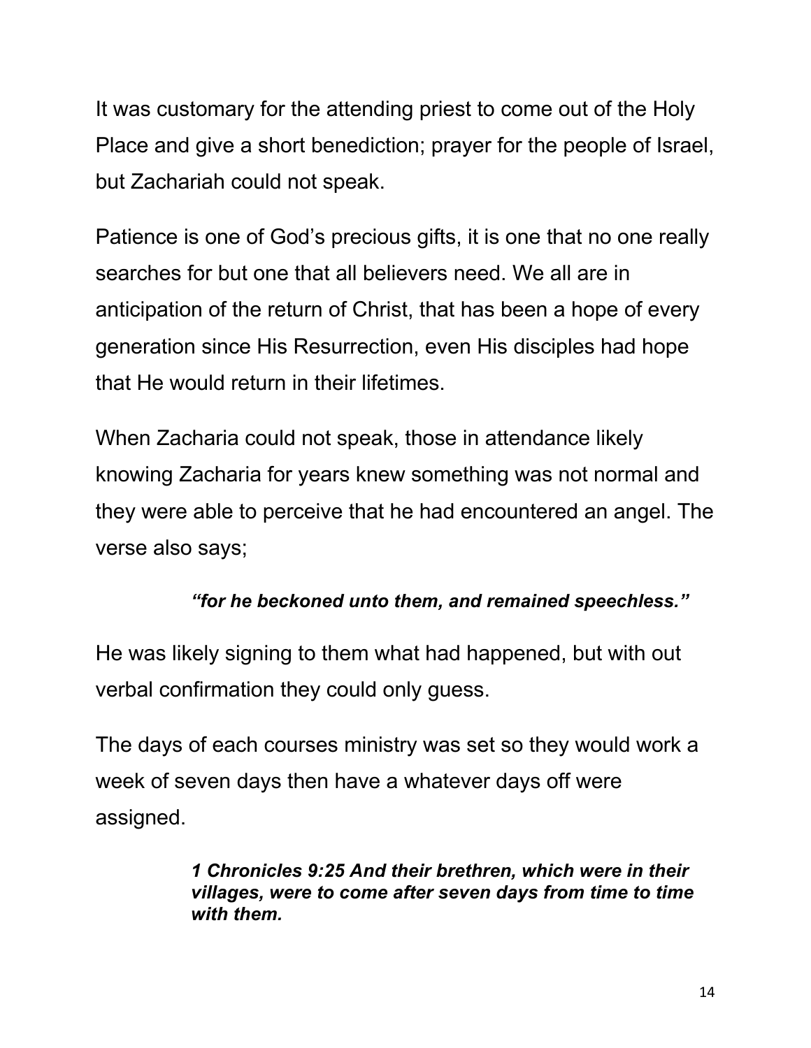It was customary for the attending priest to come out of the Holy Place and give a short benediction; prayer for the people of Israel, but Zachariah could not speak.

Patience is one of God's precious gifts, it is one that no one really searches for but one that all believers need. We all are in anticipation of the return of Christ, that has been a hope of every generation since His Resurrection, even His disciples had hope that He would return in their lifetimes.

When Zacharia could not speak, those in attendance likely knowing Zacharia for years knew something was not normal and they were able to perceive that he had encountered an angel. The verse also says;

> ***"for he beckoned unto them, and remained speechless."***

He was likely signing to them what had happened, but with out verbal confirmation they could only guess.

The days of each courses ministry was set so they would work a week of seven days then have a whatever days off were assigned.

> ***1 Chronicles 9:25 And their brethren, which were in their villages, were to come after seven days from time to time with them.***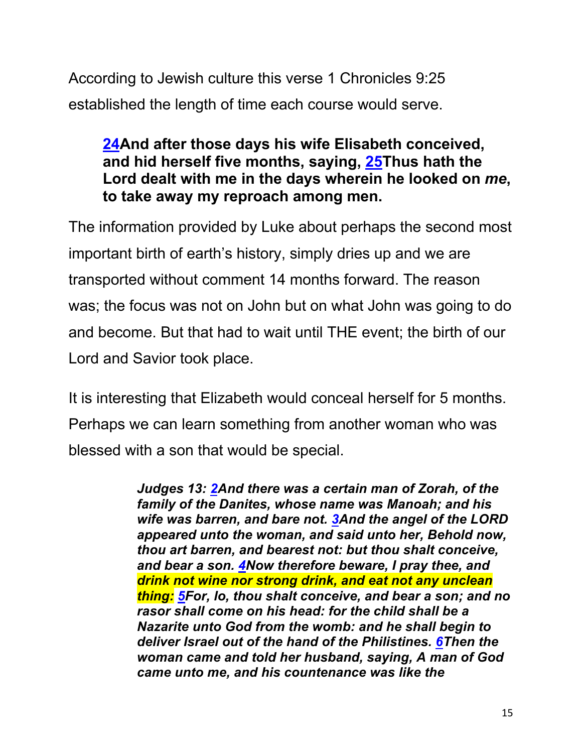According to Jewish culture this verse 1 Chronicles 9:25 established the length of time each course would serve.

> **24And after those days his wife Elisabeth conceived, and hid herself five months, saying, 25Thus hath the Lord dealt with me in the days wherein he looked on *me*, to take away my reproach among men.**

The information provided by Luke about perhaps the second most important birth of earth's history, simply dries up and we are transported without comment 14 months forward. The reason was; the focus was not on John but on what John was going to do and become. But that had to wait until THE event; the birth of our Lord and Savior took place.

It is interesting that Elizabeth would conceal herself for 5 months. Perhaps we can learn something from another woman who was blessed with a son that would be special.

> ***Judges 13: 2And there was a certain man of Zorah, of the family of the Danites, whose name was Manoah; and his wife was barren, and bare not. 3And the angel of the LORD appeared unto the woman, and said unto her, Behold now, thou art barren, and bearest not: but thou shalt conceive, and bear a son. 4Now therefore beware, I pray thee, and drink not wine nor strong drink, and eat not any unclean thing: 5For, lo, thou shalt conceive, and bear a son; and no rasor shall come on his head: for the child shall be a Nazarite unto God from the womb: and he shall begin to deliver Israel out of the hand of the Philistines. 6Then the woman came and told her husband, saying, A man of God came unto me, and his countenance was like the***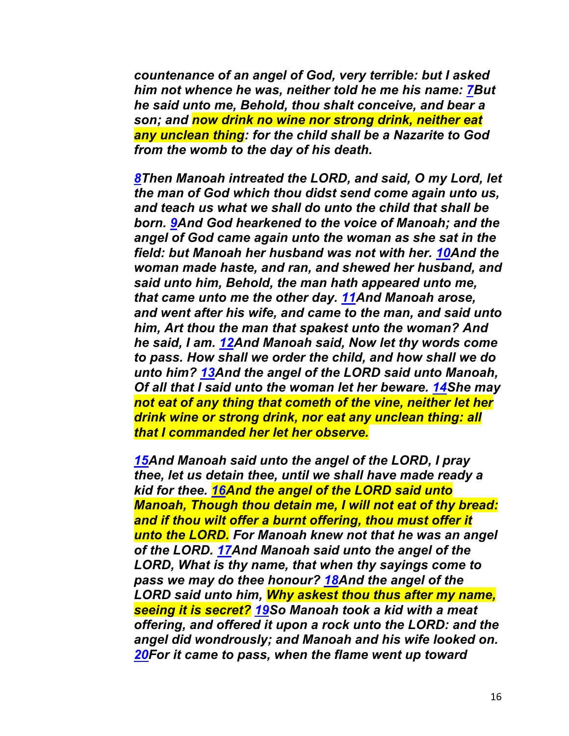***countenance of an angel of God, very terrible: but I asked him not whence he was, neither told he me his name: [7](#)But he said unto me, Behold, thou shalt conceive, and bear a son; and now drink no wine nor strong drink, neither eat any unclean thing: for the child shall be a Nazarite to God from the womb to the day of his death.***

***[8](#)Then Manoah intreated the LORD, and said, O my Lord, let the man of God which thou didst send come again unto us, and teach us what we shall do unto the child that shall be born. [9](#)And God hearkened to the voice of Manoah; and the angel of God came again unto the woman as she sat in the field: but Manoah her husband was not with her. [10](#)And the woman made haste, and ran, and shewed her husband, and said unto him, Behold, the man hath appeared unto me, that came unto me the other day. [11](#)And Manoah arose, and went after his wife, and came to the man, and said unto him, Art thou the man that spakest unto the woman? And he said, I am. [12](#)And Manoah said, Now let thy words come to pass. How shall we order the child, and how shall we do unto him? [13](#)And the angel of the LORD said unto Manoah, Of all that I said unto the woman let her beware. [14](#)She may not eat of any thing that cometh of the vine, neither let her drink wine or strong drink, nor eat any unclean thing: all that I commanded her let her observe.***

***[15](#)And Manoah said unto the angel of the LORD, I pray thee, let us detain thee, until we shall have made ready a kid for thee. [16](#)And the angel of the LORD said unto Manoah, Though thou detain me, I will not eat of thy bread: and if thou wilt offer a burnt offering, thou must offer it unto the LORD. For Manoah knew not that he was an angel of the LORD. [17](#)And Manoah said unto the angel of the LORD, What is thy name, that when thy sayings come to pass we may do thee honour? [18](#)And the angel of the LORD said unto him, Why askest thou thus after my name, seeing it is secret? [19](#)So Manoah took a kid with a meat offering, and offered it upon a rock unto the LORD: and the angel did wondrously; and Manoah and his wife looked on. [20](#)For it came to pass, when the flame went up toward***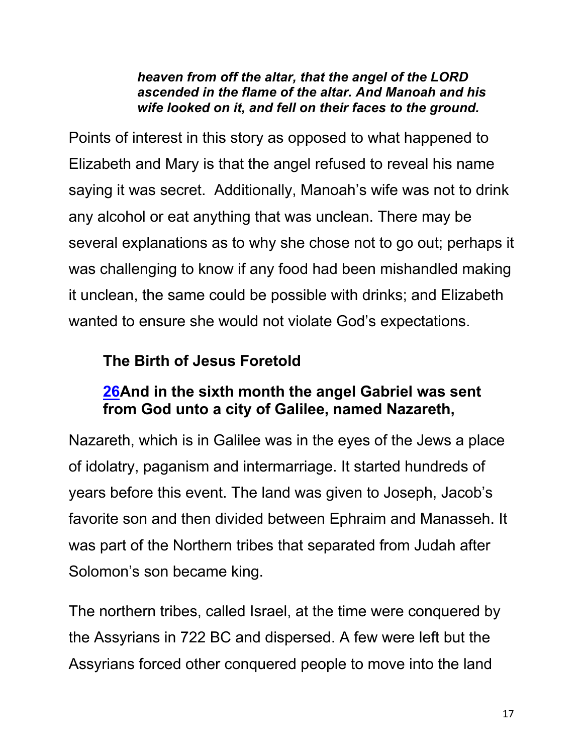***heaven from off the altar, that the angel of the LORD ascended in the flame of the altar. And Manoah and his wife looked on it, and fell on their faces to the ground.***

Points of interest in this story as opposed to what happened to Elizabeth and Mary is that the angel refused to reveal his name saying it was secret. Additionally, Manoah's wife was not to drink any alcohol or eat anything that was unclean. There may be several explanations as to why she chose not to go out; perhaps it was challenging to know if any food had been mishandled making it unclean, the same could be possible with drinks; and Elizabeth wanted to ensure she would not violate God's expectations.

### The Birth of Jesus Foretold

**26And in the sixth month the angel Gabriel was sent from God unto a city of Galilee, named Nazareth,**

Nazareth, which is in Galilee was in the eyes of the Jews a place of idolatry, paganism and intermarriage. It started hundreds of years before this event. The land was given to Joseph, Jacob's favorite son and then divided between Ephraim and Manasseh. It was part of the Northern tribes that separated from Judah after Solomon's son became king.

The northern tribes, called Israel, at the time were conquered by the Assyrians in 722 BC and dispersed. A few were left but the Assyrians forced other conquered people to move into the land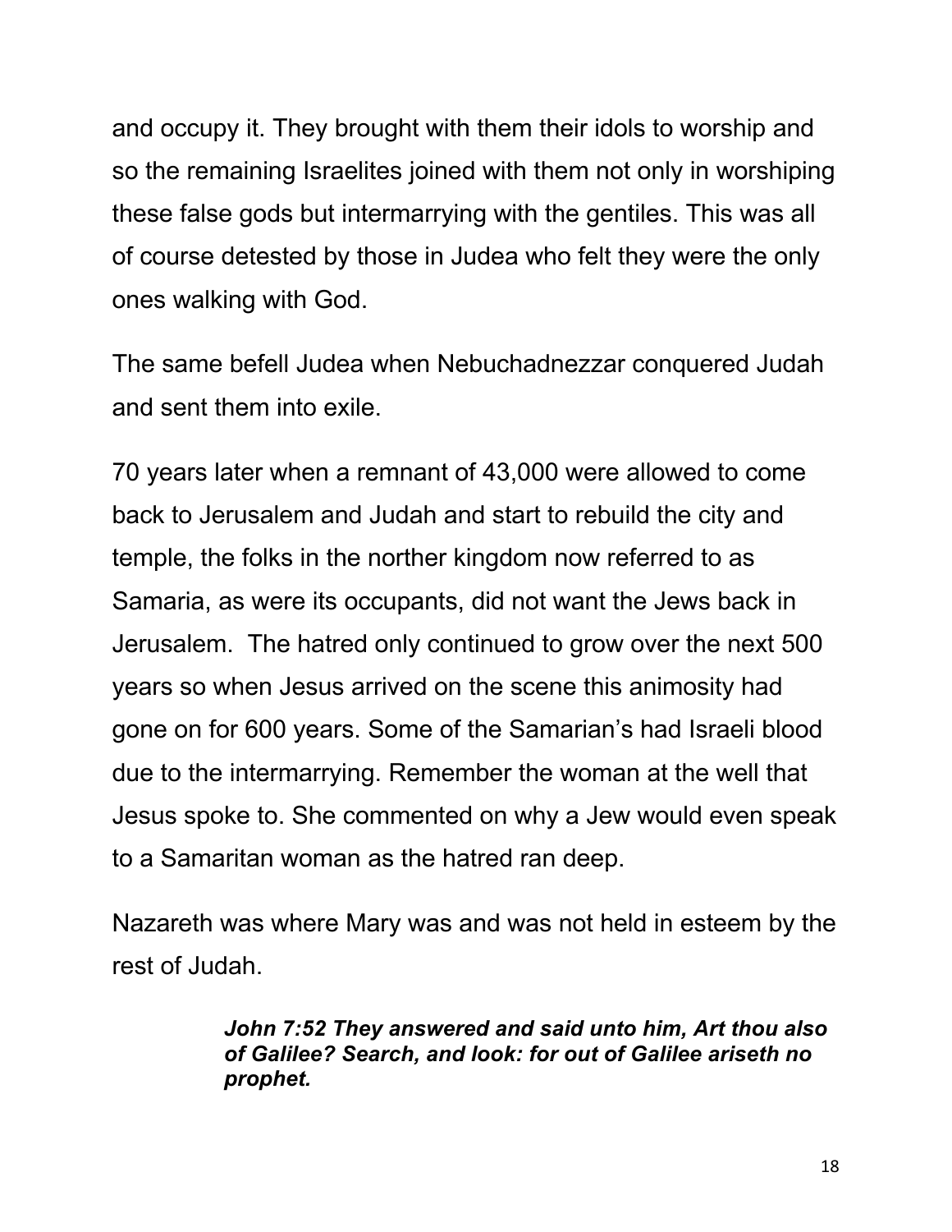and occupy it. They brought with them their idols to worship and so the remaining Israelites joined with them not only in worshiping these false gods but intermarrying with the gentiles. This was all of course detested by those in Judea who felt they were the only ones walking with God.

The same befell Judea when Nebuchadnezzar conquered Judah and sent them into exile.

70 years later when a remnant of 43,000 were allowed to come back to Jerusalem and Judah and start to rebuild the city and temple, the folks in the norther kingdom now referred to as Samaria, as were its occupants, did not want the Jews back in Jerusalem. The hatred only continued to grow over the next 500 years so when Jesus arrived on the scene this animosity had gone on for 600 years. Some of the Samarian's had Israeli blood due to the intermarrying. Remember the woman at the well that Jesus spoke to. She commented on why a Jew would even speak to a Samaritan woman as the hatred ran deep.

Nazareth was where Mary was and was not held in esteem by the rest of Judah.

> ***John 7:52 They answered and said unto him, Art thou also of Galilee? Search, and look: for out of Galilee ariseth no prophet.***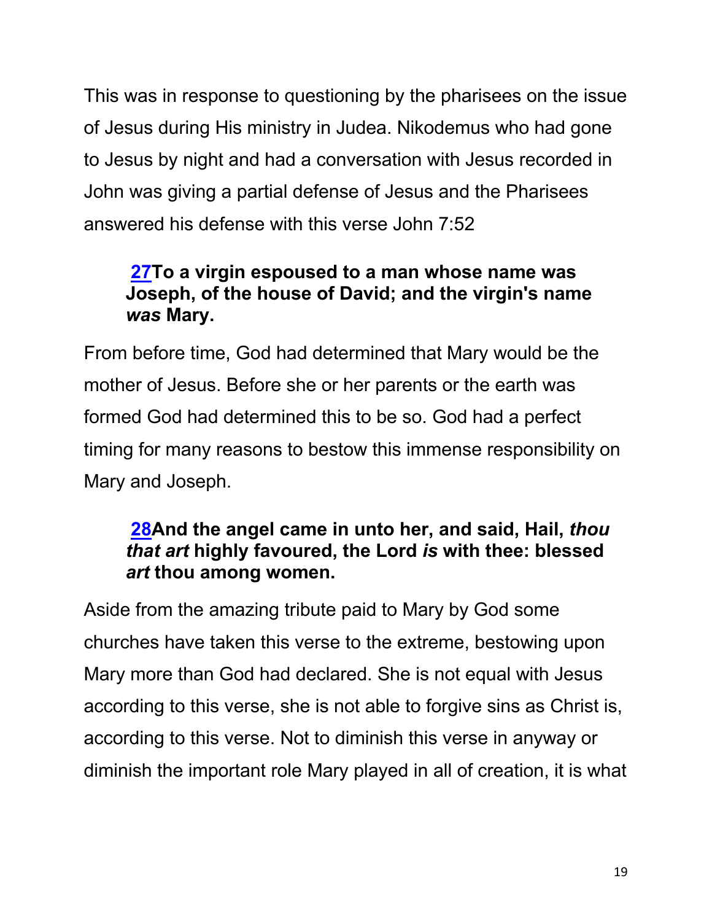This was in response to questioning by the pharisees on the issue of Jesus during His ministry in Judea. Nikodemus who had gone to Jesus by night and had a conversation with Jesus recorded in John was giving a partial defense of Jesus and the Pharisees answered his defense with this verse John 7:52

> **27To a virgin espoused to a man whose name was Joseph, of the house of David; and the virgin's name *was* Mary.**

From before time, God had determined that Mary would be the mother of Jesus. Before she or her parents or the earth was formed God had determined this to be so. God had a perfect timing for many reasons to bestow this immense responsibility on Mary and Joseph.

> **28And the angel came in unto her, and said, Hail, *thou that art* highly favoured, the Lord *is* with thee: blessed *art* thou among women.**

Aside from the amazing tribute paid to Mary by God some churches have taken this verse to the extreme, bestowing upon Mary more than God had declared. She is not equal with Jesus according to this verse, she is not able to forgive sins as Christ is, according to this verse. Not to diminish this verse in anyway or diminish the important role Mary played in all of creation, it is what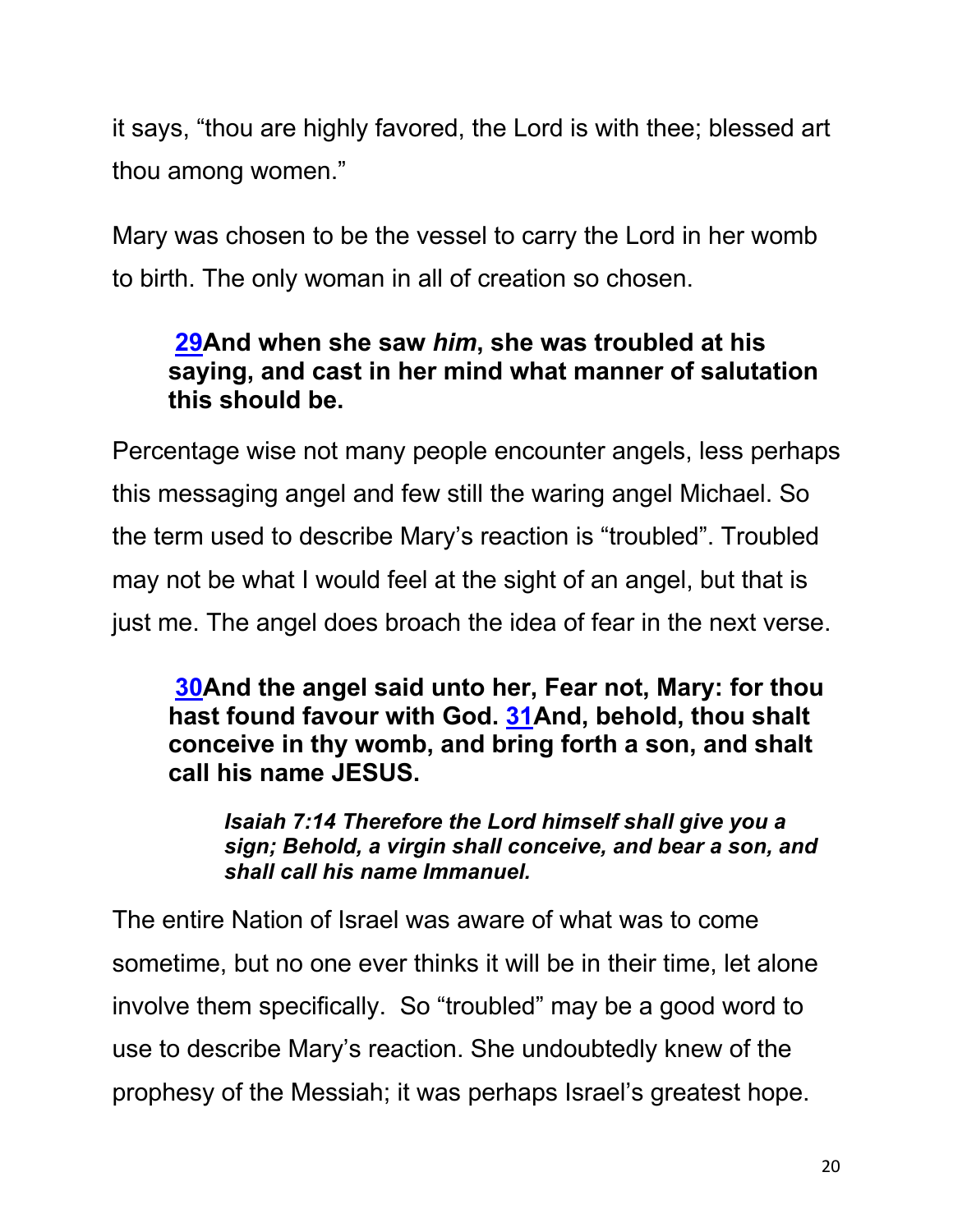it says, "thou are highly favored, the Lord is with thee; blessed art thou among women."

Mary was chosen to be the vessel to carry the Lord in her womb to birth. The only woman in all of creation so chosen.

> **29And when she saw *him*, she was troubled at his saying, and cast in her mind what manner of salutation this should be.**

Percentage wise not many people encounter angels, less perhaps this messaging angel and few still the waring angel Michael. So the term used to describe Mary's reaction is "troubled". Troubled may not be what I would feel at the sight of an angel, but that is just me. The angel does broach the idea of fear in the next verse.

> **30And the angel said unto her, Fear not, Mary: for thou hast found favour with God. 31And, behold, thou shalt conceive in thy womb, and bring forth a son, and shalt call his name JESUS.**
>
> > ***Isaiah 7:14 Therefore the Lord himself shall give you a sign; Behold, a virgin shall conceive, and bear a son, and shall call his name Immanuel.***

The entire Nation of Israel was aware of what was to come sometime, but no one ever thinks it will be in their time, let alone involve them specifically. So "troubled" may be a good word to use to describe Mary's reaction. She undoubtedly knew of the prophesy of the Messiah; it was perhaps Israel's greatest hope.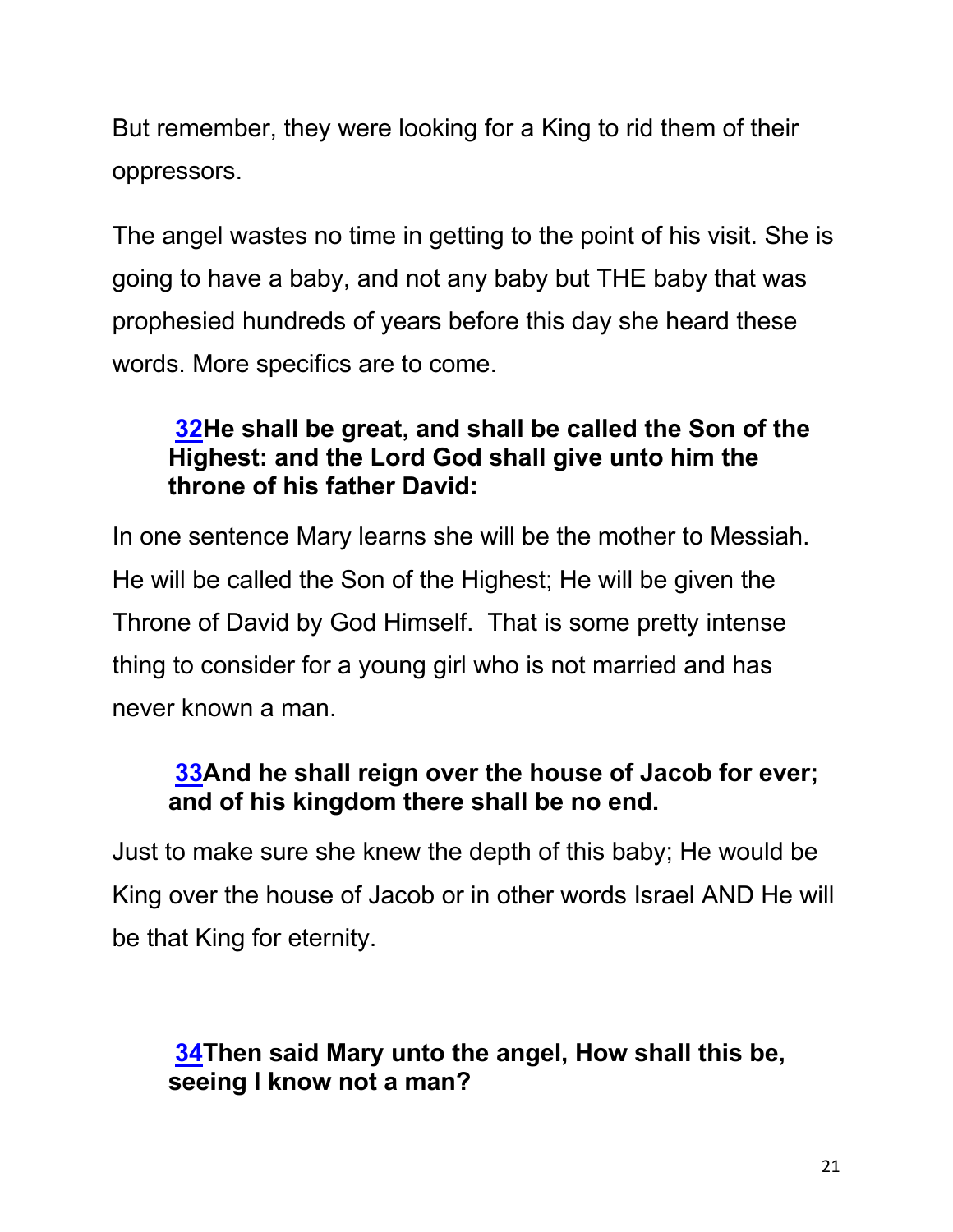But remember, they were looking for a King to rid them of their oppressors.

The angel wastes no time in getting to the point of his visit. She is going to have a baby, and not any baby but THE baby that was prophesied hundreds of years before this day she heard these words. More specifics are to come.

> **32He shall be great, and shall be called the Son of the Highest: and the Lord God shall give unto him the throne of his father David:**

In one sentence Mary learns she will be the mother to Messiah. He will be called the Son of the Highest; He will be given the Throne of David by God Himself. That is some pretty intense thing to consider for a young girl who is not married and has never known a man.

> **33And he shall reign over the house of Jacob for ever; and of his kingdom there shall be no end.**

Just to make sure she knew the depth of this baby; He would be King over the house of Jacob or in other words Israel AND He will be that King for eternity.

> **34Then said Mary unto the angel, How shall this be, seeing I know not a man?**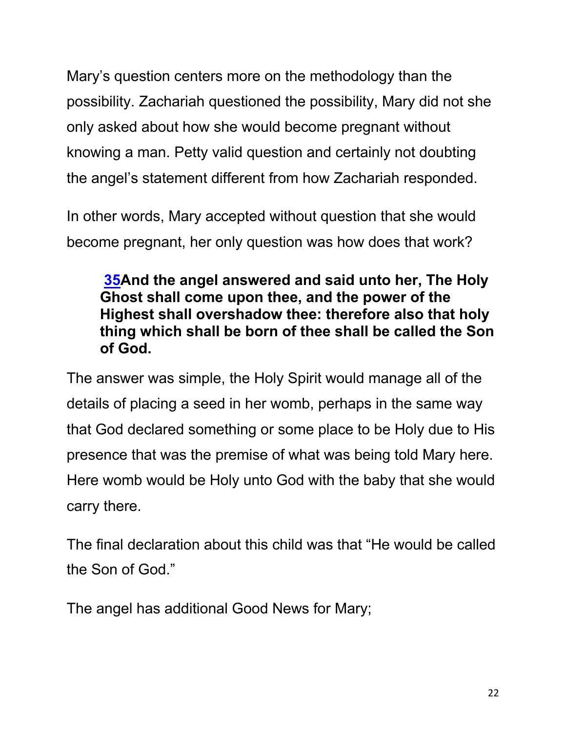Mary's question centers more on the methodology than the possibility. Zachariah questioned the possibility, Mary did not she only asked about how she would become pregnant without knowing a man. Petty valid question and certainly not doubting the angel's statement different from how Zachariah responded.

In other words, Mary accepted without question that she would become pregnant, her only question was how does that work?

> **35And the angel answered and said unto her, The Holy Ghost shall come upon thee, and the power of the Highest shall overshadow thee: therefore also that holy thing which shall be born of thee shall be called the Son of God.**

The answer was simple, the Holy Spirit would manage all of the details of placing a seed in her womb, perhaps in the same way that God declared something or some place to be Holy due to His presence that was the premise of what was being told Mary here. Here womb would be Holy unto God with the baby that she would carry there.

The final declaration about this child was that "He would be called the Son of God."

The angel has additional Good News for Mary;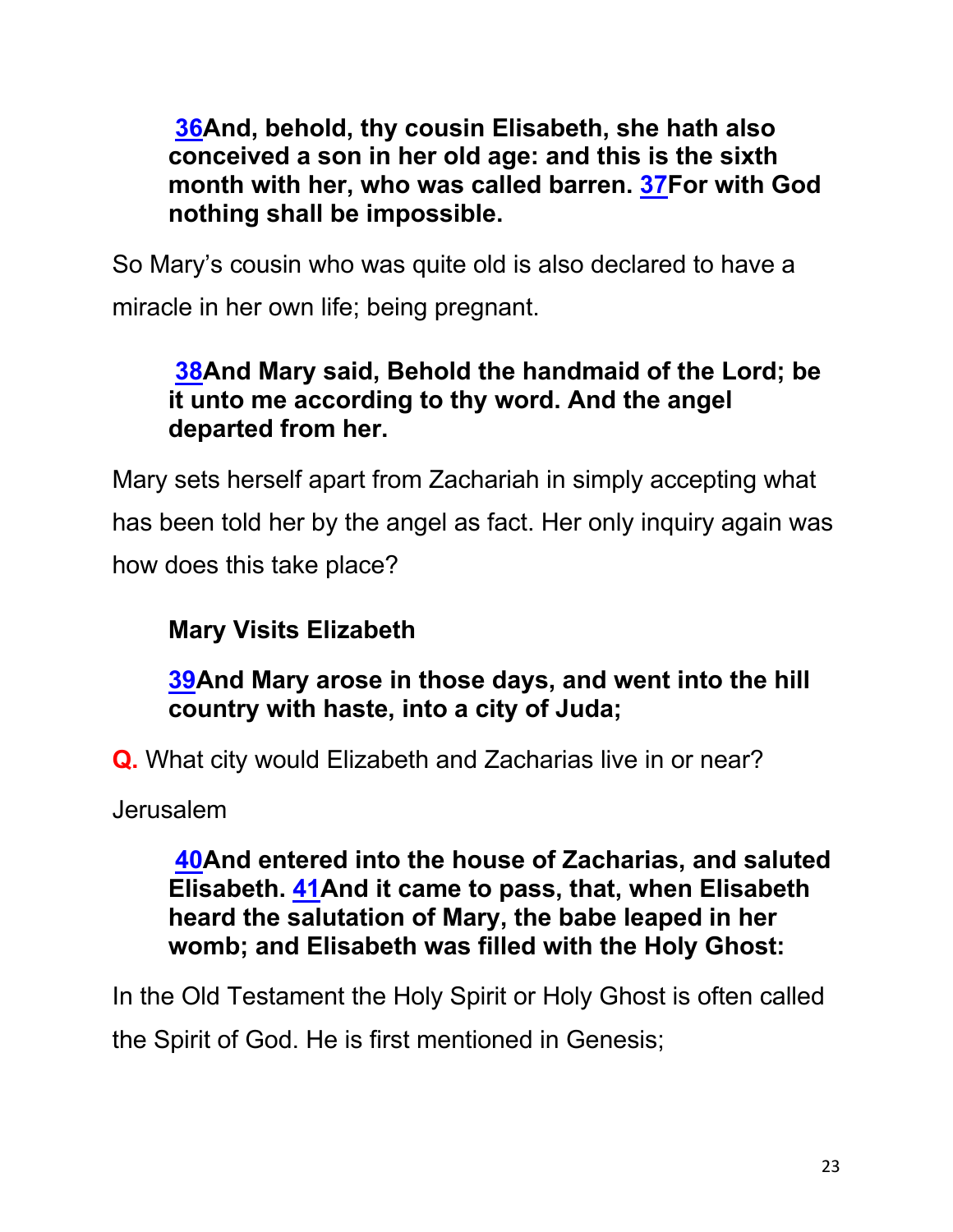> **[36](#)And, behold, thy cousin Elisabeth, she hath also conceived a son in her old age: and this is the sixth month with her, who was called barren. [37](#)For with God nothing shall be impossible.**

So Mary's cousin who was quite old is also declared to have a miracle in her own life; being pregnant.

> **[38](#)And Mary said, Behold the handmaid of the Lord; be it unto me according to thy word. And the angel departed from her.**

Mary sets herself apart from Zachariah in simply accepting what has been told her by the angel as fact. Her only inquiry again was how does this take place?

> **Mary Visits Elizabeth**
>
> **[39](#)And Mary arose in those days, and went into the hill country with haste, into a city of Juda;**

**Q.** What city would Elizabeth and Zacharias live in or near?

Jerusalem

> **[40](#)And entered into the house of Zacharias, and saluted Elisabeth. [41](#)And it came to pass, that, when Elisabeth heard the salutation of Mary, the babe leaped in her womb; and Elisabeth was filled with the Holy Ghost:**

In the Old Testament the Holy Spirit or Holy Ghost is often called the Spirit of God. He is first mentioned in Genesis;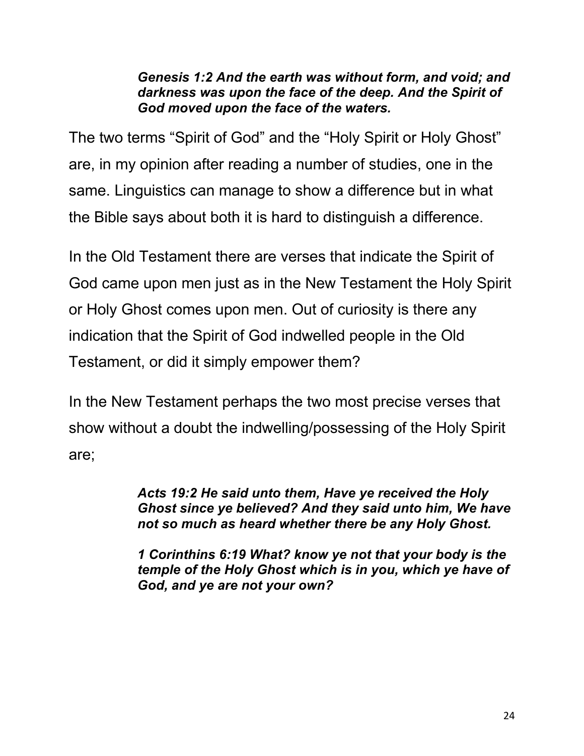> ***Genesis 1:2 And the earth was without form, and void; and darkness was upon the face of the deep. And the Spirit of God moved upon the face of the waters.***

The two terms “Spirit of God” and the “Holy Spirit or Holy Ghost” are, in my opinion after reading a number of studies, one in the same. Linguistics can manage to show a difference but in what the Bible says about both it is hard to distinguish a difference.

In the Old Testament there are verses that indicate the Spirit of God came upon men just as in the New Testament the Holy Spirit or Holy Ghost comes upon men. Out of curiosity is there any indication that the Spirit of God indwelled people in the Old Testament, or did it simply empower them?

In the New Testament perhaps the two most precise verses that show without a doubt the indwelling/possessing of the Holy Spirit are;

> ***Acts 19:2 He said unto them, Have ye received the Holy Ghost since ye believed? And they said unto him, We have not so much as heard whether there be any Holy Ghost.***

> ***1 Corinthins 6:19 What? know ye not that your body is the temple of the Holy Ghost which is in you, which ye have of God, and ye are not your own?***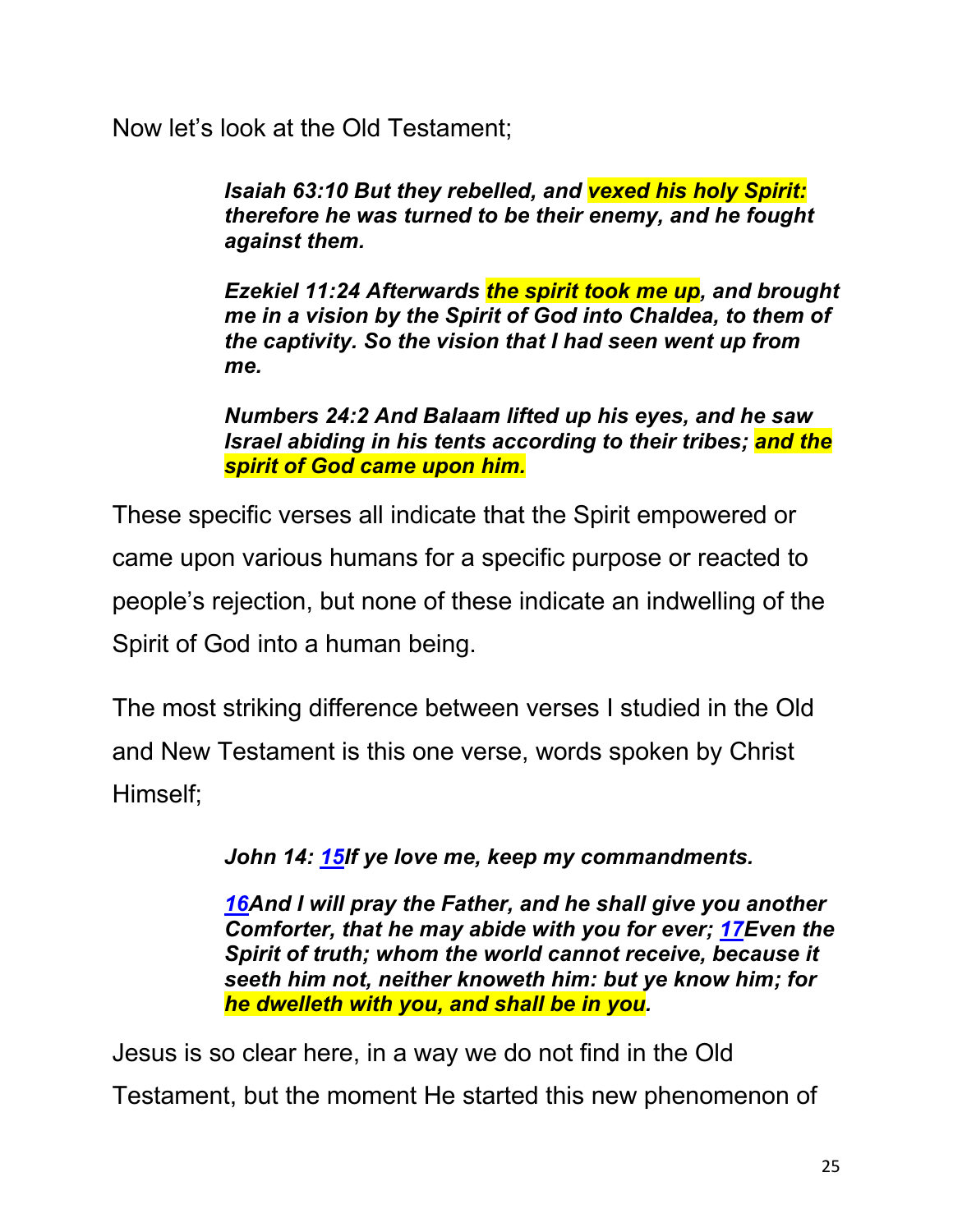Now let's look at the Old Testament;

> ***Isaiah 63:10 But they rebelled, and vexed his holy Spirit: therefore he was turned to be their enemy, and he fought against them.***
>
> ***Ezekiel 11:24 Afterwards the spirit took me up, and brought me in a vision by the Spirit of God into Chaldea, to them of the captivity. So the vision that I had seen went up from me.***
>
> ***Numbers 24:2 And Balaam lifted up his eyes, and he saw Israel abiding in his tents according to their tribes; and the spirit of God came upon him.***

These specific verses all indicate that the Spirit empowered or came upon various humans for a specific purpose or reacted to people's rejection, but none of these indicate an indwelling of the Spirit of God into a human being.

The most striking difference between verses I studied in the Old and New Testament is this one verse, words spoken by Christ Himself;

> ***John 14: 15If ye love me, keep my commandments.***
>
> ***16And I will pray the Father, and he shall give you another Comforter, that he may abide with you for ever; 17Even the Spirit of truth; whom the world cannot receive, because it seeth him not, neither knoweth him: but ye know him; for he dwelleth with you, and shall be in you.***

Jesus is so clear here, in a way we do not find in the Old Testament, but the moment He started this new phenomenon of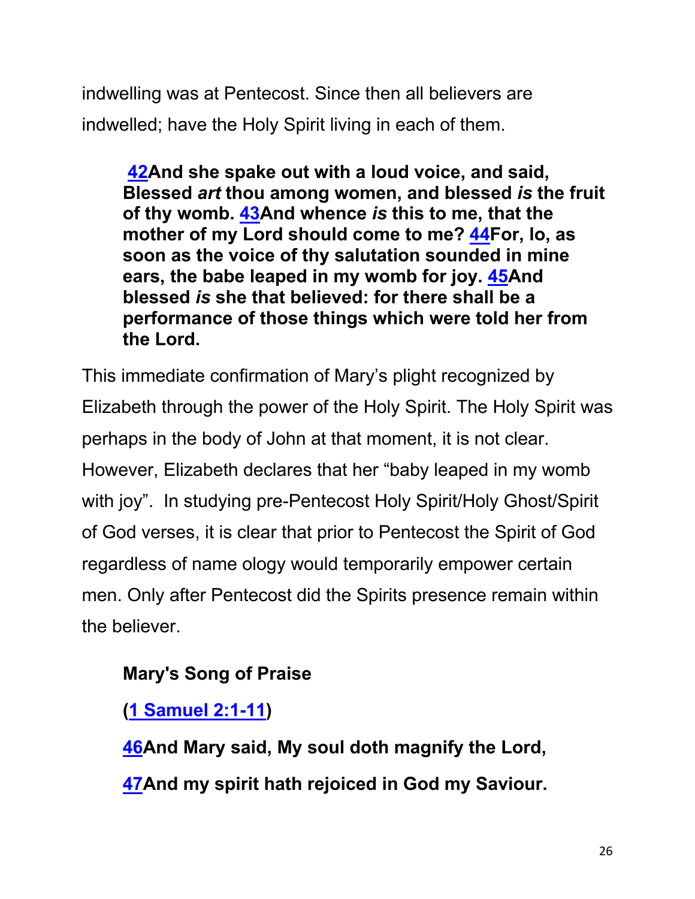indwelling was at Pentecost. Since then all believers are indwelled; have the Holy Spirit living in each of them.

> **42And she spake out with a loud voice, and said, Blessed *art* thou among women, and blessed *is* the fruit of thy womb. 43And whence *is* this to me, that the mother of my Lord should come to me? 44For, lo, as soon as the voice of thy salutation sounded in mine ears, the babe leaped in my womb for joy. 45And blessed *is* she that believed: for there shall be a performance of those things which were told her from the Lord.**

This immediate confirmation of Mary's plight recognized by Elizabeth through the power of the Holy Spirit. The Holy Spirit was perhaps in the body of John at that moment, it is not clear. However, Elizabeth declares that her "baby leaped in my womb with joy". In studying pre-Pentecost Holy Spirit/Holy Ghost/Spirit of God verses, it is clear that prior to Pentecost the Spirit of God regardless of name ology would temporarily empower certain men. Only after Pentecost did the Spirits presence remain within the believer.

**Mary's Song of Praise**

**(1 Samuel 2:1-11)**

**46And Mary said, My soul doth magnify the Lord,**

**47And my spirit hath rejoiced in God my Saviour.**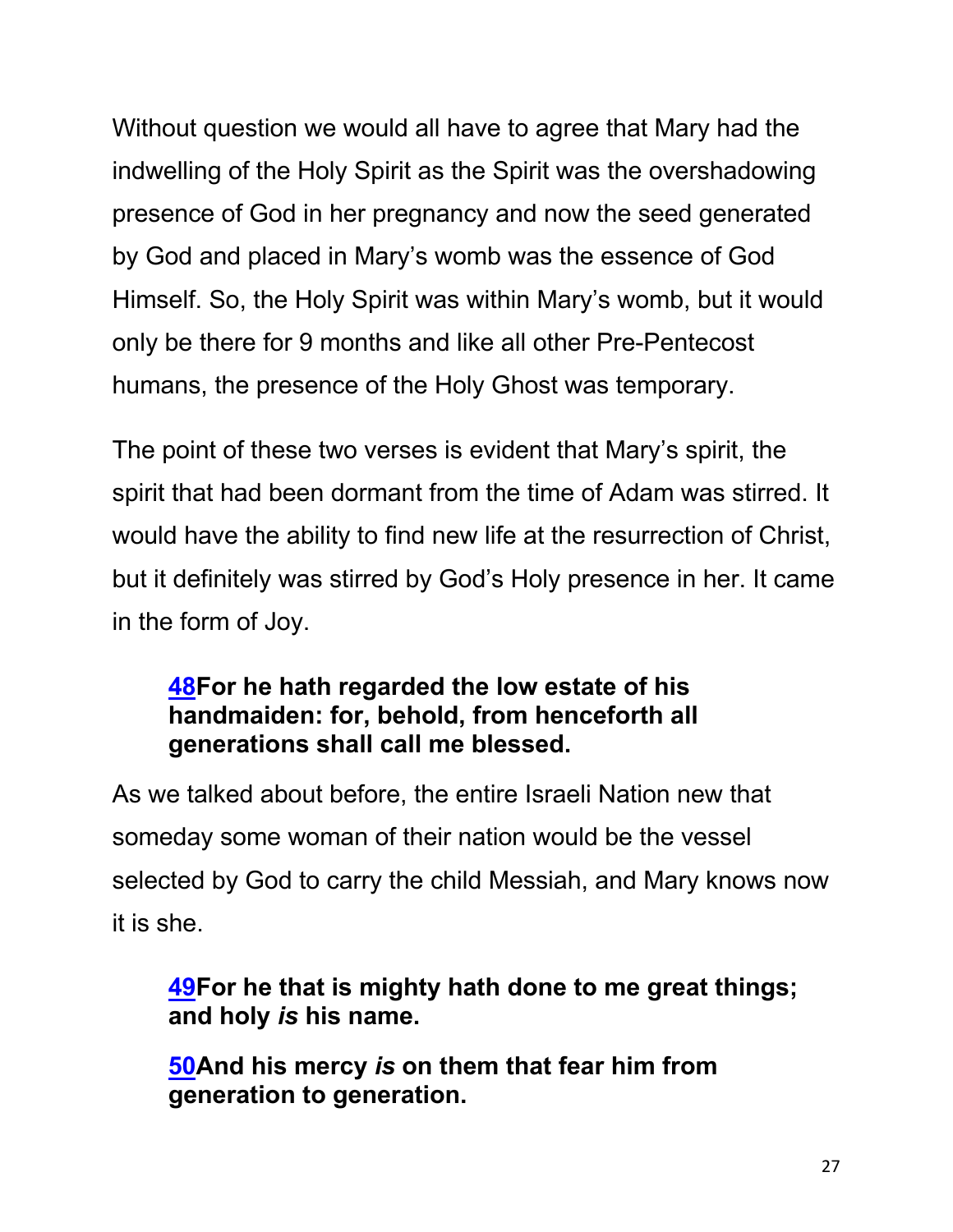Without question we would all have to agree that Mary had the indwelling of the Holy Spirit as the Spirit was the overshadowing presence of God in her pregnancy and now the seed generated by God and placed in Mary's womb was the essence of God Himself. So, the Holy Spirit was within Mary's womb, but it would only be there for 9 months and like all other Pre-Pentecost humans, the presence of the Holy Ghost was temporary.

The point of these two verses is evident that Mary's spirit, the spirit that had been dormant from the time of Adam was stirred. It would have the ability to find new life at the resurrection of Christ, but it definitely was stirred by God's Holy presence in her. It came in the form of Joy.

> **48For he hath regarded the low estate of his handmaiden: for, behold, from henceforth all generations shall call me blessed.**

As we talked about before, the entire Israeli Nation new that someday some woman of their nation would be the vessel selected by God to carry the child Messiah, and Mary knows now it is she.

> **49For he that is mighty hath done to me great things; and holy *is* his name.**
>
> **50And his mercy *is* on them that fear him from generation to generation.**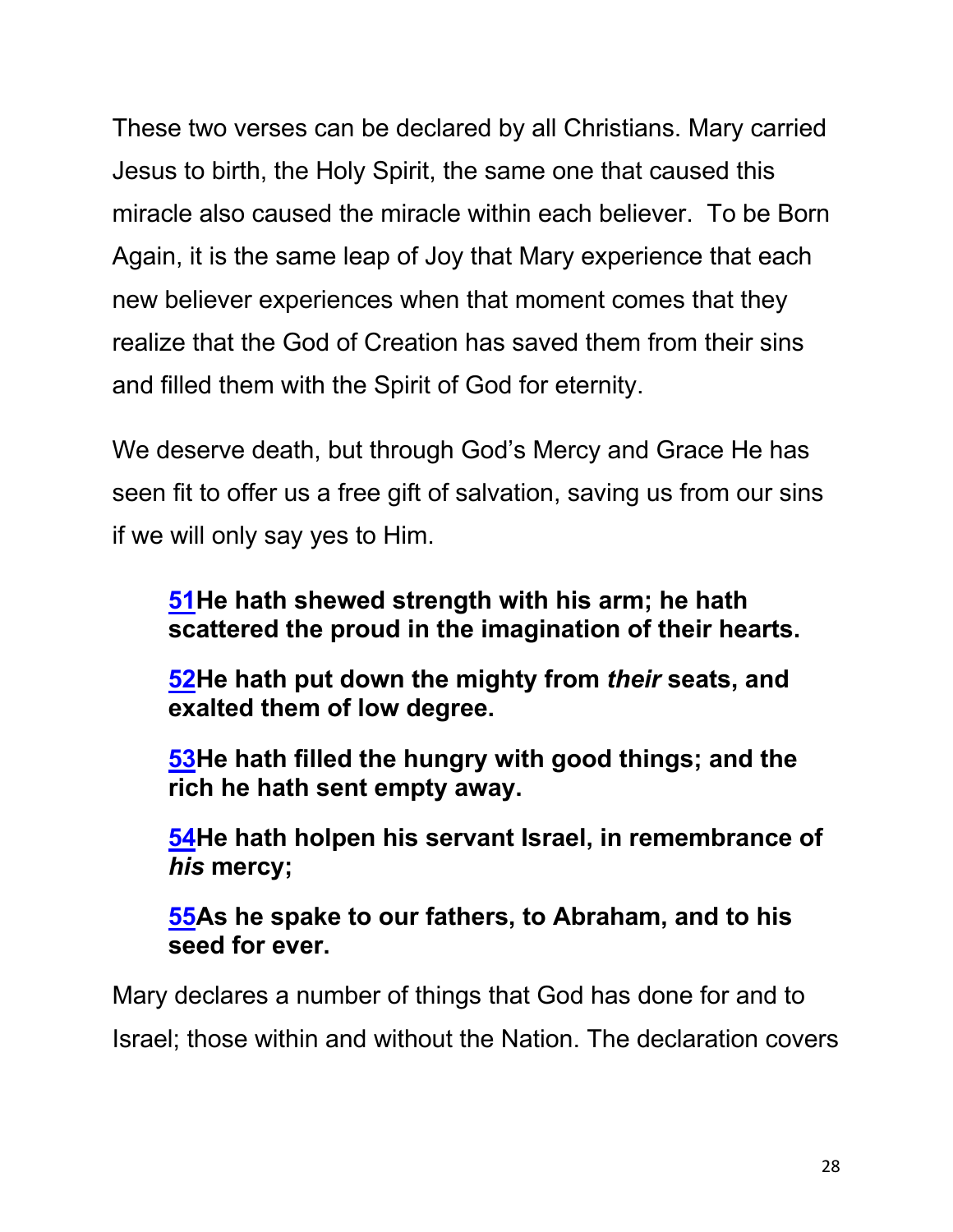These two verses can be declared by all Christians. Mary carried Jesus to birth, the Holy Spirit, the same one that caused this miracle also caused the miracle within each believer.  To be Born Again, it is the same leap of Joy that Mary experience that each new believer experiences when that moment comes that they realize that the God of Creation has saved them from their sins and filled them with the Spirit of God for eternity.

We deserve death, but through God's Mercy and Grace He has seen fit to offer us a free gift of salvation, saving us from our sins if we will only say yes to Him.

> **51He hath shewed strength with his arm; he hath scattered the proud in the imagination of their hearts.**
>
> **52He hath put down the mighty from *their* seats, and exalted them of low degree.**
>
> **53He hath filled the hungry with good things; and the rich he hath sent empty away.**
>
> **54He hath holpen his servant Israel, in remembrance of *his* mercy;**
>
> **55As he spake to our fathers, to Abraham, and to his seed for ever.**

Mary declares a number of things that God has done for and to Israel; those within and without the Nation. The declaration covers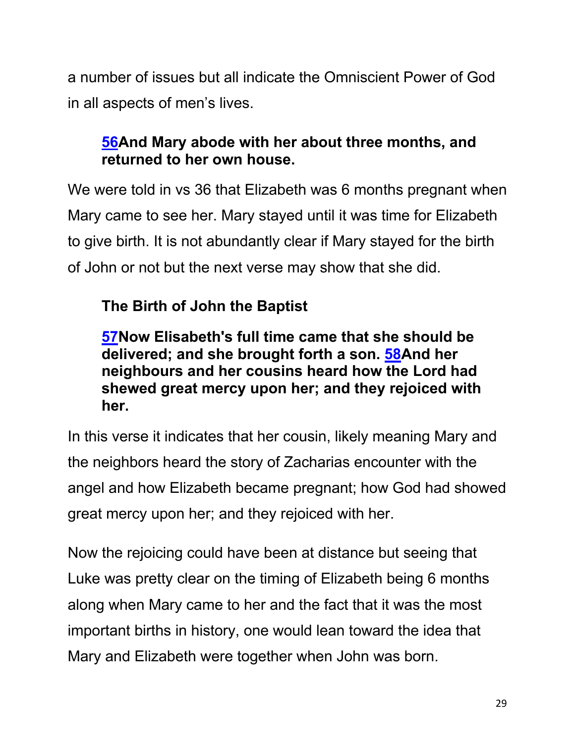a number of issues but all indicate the Omniscient Power of God in all aspects of men's lives.

> **56And Mary abode with her about three months, and returned to her own house.**

We were told in vs 36 that Elizabeth was 6 months pregnant when Mary came to see her. Mary stayed until it was time for Elizabeth to give birth. It is not abundantly clear if Mary stayed for the birth of John or not but the next verse may show that she did.

### The Birth of John the Baptist

> **57Now Elisabeth's full time came that she should be delivered; and she brought forth a son. 58And her neighbours and her cousins heard how the Lord had shewed great mercy upon her; and they rejoiced with her.**

In this verse it indicates that her cousin, likely meaning Mary and the neighbors heard the story of Zacharias encounter with the angel and how Elizabeth became pregnant; how God had showed great mercy upon her; and they rejoiced with her.

Now the rejoicing could have been at distance but seeing that Luke was pretty clear on the timing of Elizabeth being 6 months along when Mary came to her and the fact that it was the most important births in history, one would lean toward the idea that Mary and Elizabeth were together when John was born.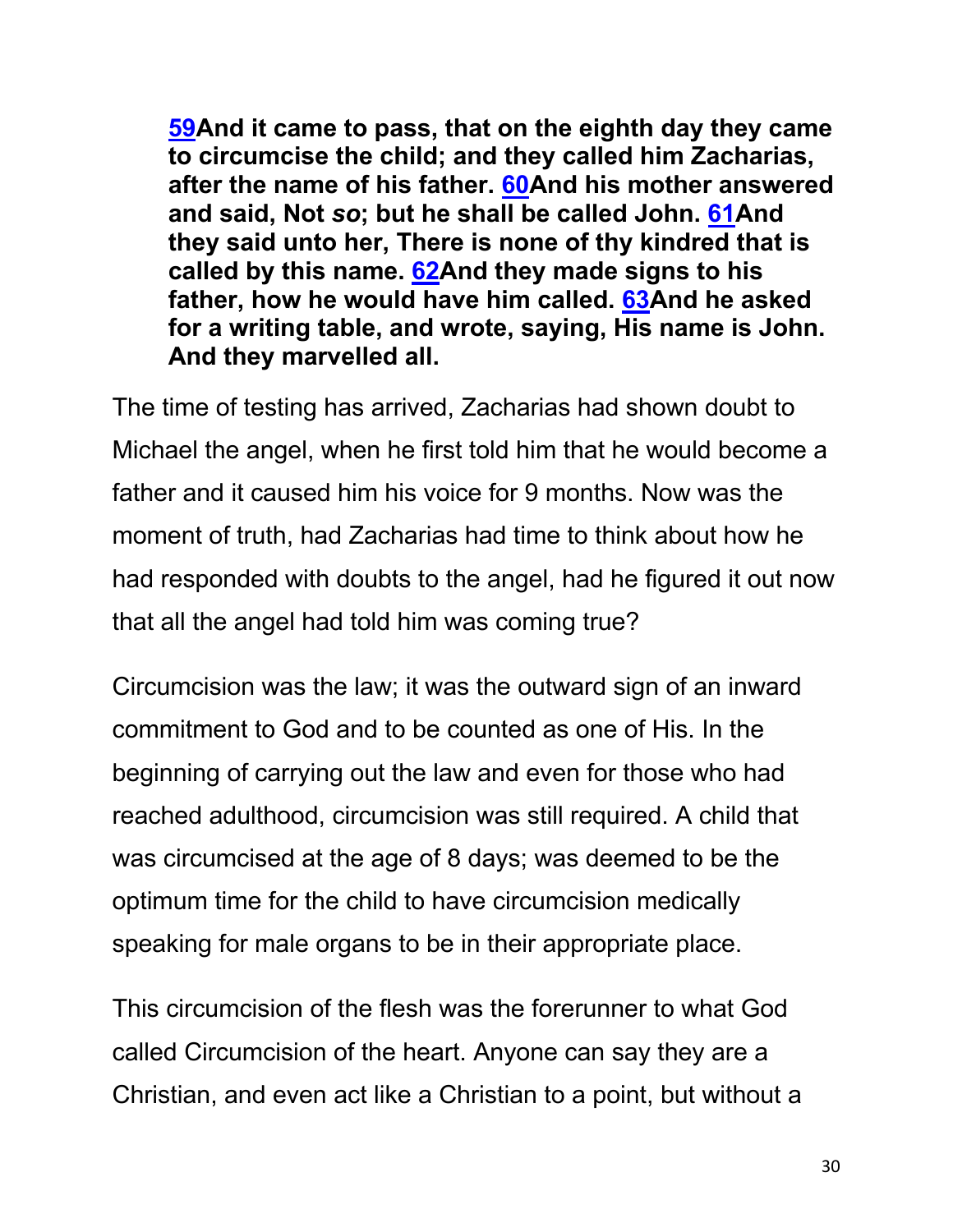**59And it came to pass, that on the eighth day they came to circumcise the child; and they called him Zacharias, after the name of his father. 60And his mother answered and said, Not *so*; but he shall be called John. 61And they said unto her, There is none of thy kindred that is called by this name. 62And they made signs to his father, how he would have him called. 63And he asked for a writing table, and wrote, saying, His name is John. And they marvelled all.**

The time of testing has arrived, Zacharias had shown doubt to Michael the angel, when he first told him that he would become a father and it caused him his voice for 9 months. Now was the moment of truth, had Zacharias had time to think about how he had responded with doubts to the angel, had he figured it out now that all the angel had told him was coming true?

Circumcision was the law; it was the outward sign of an inward commitment to God and to be counted as one of His. In the beginning of carrying out the law and even for those who had reached adulthood, circumcision was still required. A child that was circumcised at the age of 8 days; was deemed to be the optimum time for the child to have circumcision medically speaking for male organs to be in their appropriate place.

This circumcision of the flesh was the forerunner to what God called Circumcision of the heart. Anyone can say they are a Christian, and even act like a Christian to a point, but without a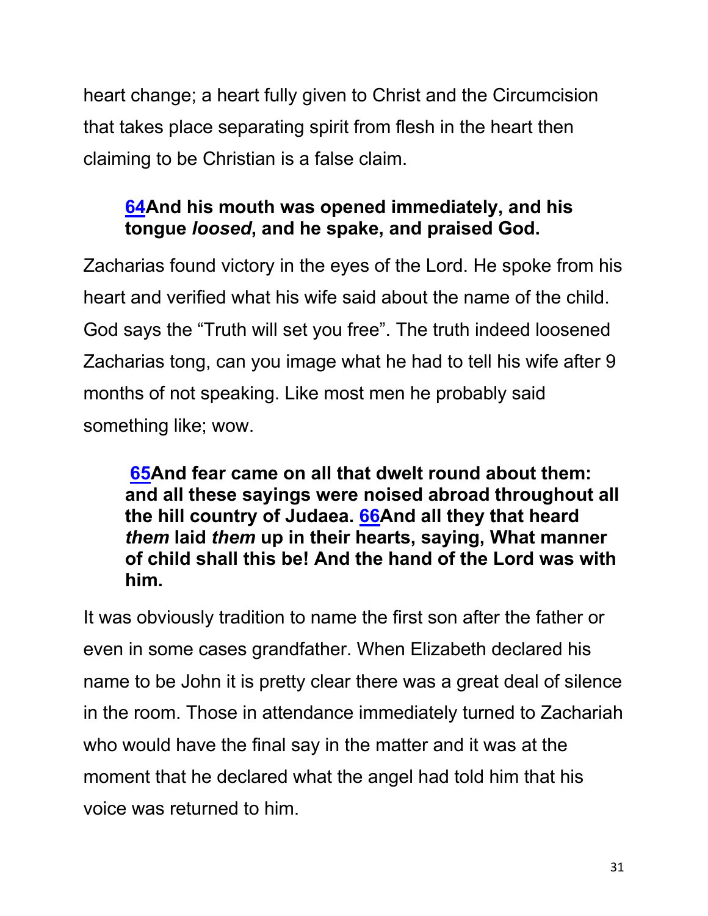heart change; a heart fully given to Christ and the Circumcision that takes place separating spirit from flesh in the heart then claiming to be Christian is a false claim.

> **64And his mouth was opened immediately, and his tongue *loosed*, and he spake, and praised God.**

Zacharias found victory in the eyes of the Lord. He spoke from his heart and verified what his wife said about the name of the child. God says the "Truth will set you free". The truth indeed loosened Zacharias tong, can you image what he had to tell his wife after 9 months of not speaking. Like most men he probably said something like; wow.

> **65And fear came on all that dwelt round about them: and all these sayings were noised abroad throughout all the hill country of Judaea. 66And all they that heard *them* laid *them* up in their hearts, saying, What manner of child shall this be! And the hand of the Lord was with him.**

It was obviously tradition to name the first son after the father or even in some cases grandfather. When Elizabeth declared his name to be John it is pretty clear there was a great deal of silence in the room. Those in attendance immediately turned to Zachariah who would have the final say in the matter and it was at the moment that he declared what the angel had told him that his voice was returned to him.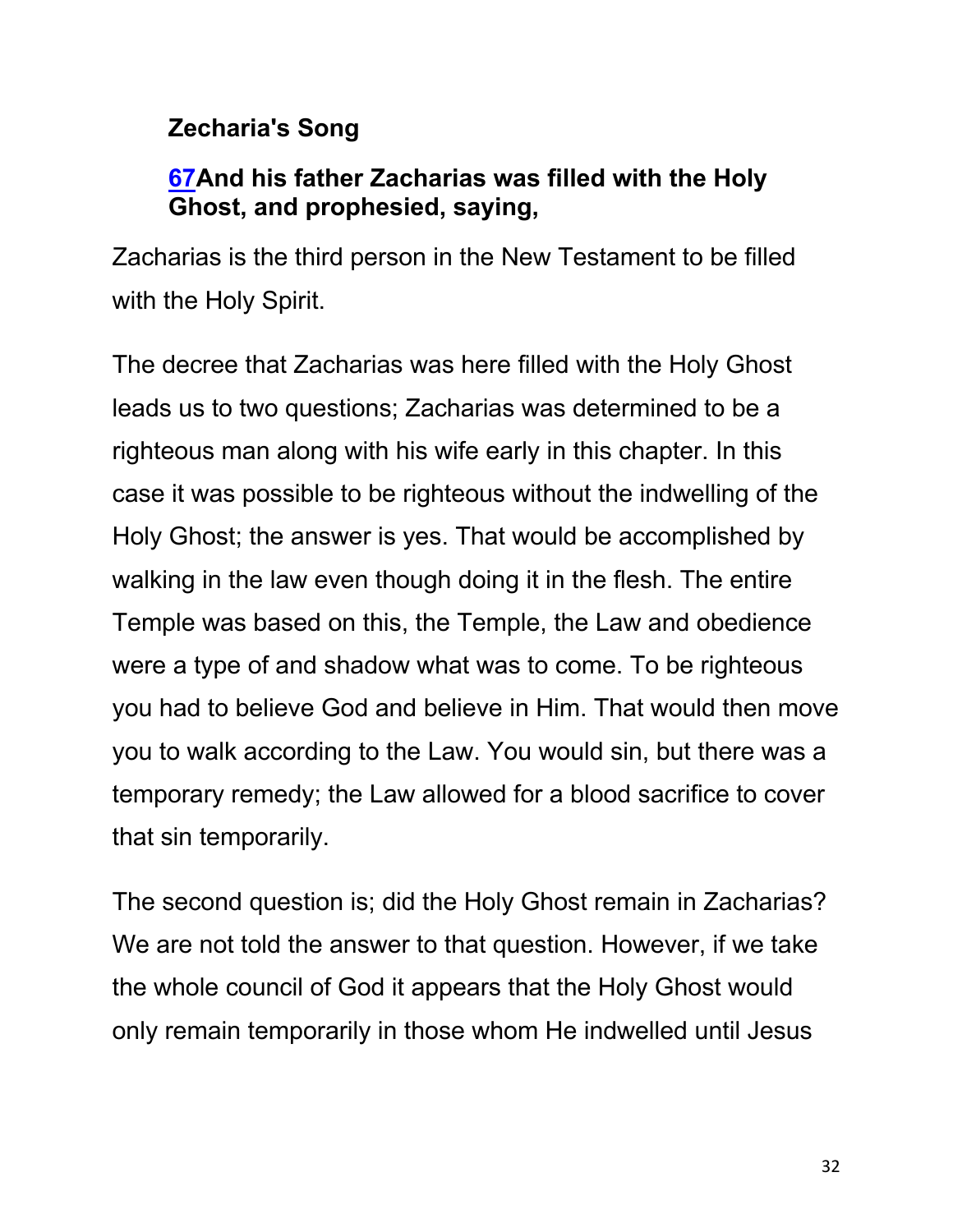**Zecharia's Song**

**[67](#)And his father Zacharias was filled with the Holy Ghost, and prophesied, saying,**

Zacharias is the third person in the New Testament to be filled with the Holy Spirit.

The decree that Zacharias was here filled with the Holy Ghost leads us to two questions; Zacharias was determined to be a righteous man along with his wife early in this chapter. In this case it was possible to be righteous without the indwelling of the Holy Ghost; the answer is yes. That would be accomplished by walking in the law even though doing it in the flesh. The entire Temple was based on this, the Temple, the Law and obedience were a type of and shadow what was to come. To be righteous you had to believe God and believe in Him. That would then move you to walk according to the Law. You would sin, but there was a temporary remedy; the Law allowed for a blood sacrifice to cover that sin temporarily.

The second question is; did the Holy Ghost remain in Zacharias? We are not told the answer to that question. However, if we take the whole council of God it appears that the Holy Ghost would only remain temporarily in those whom He indwelled until Jesus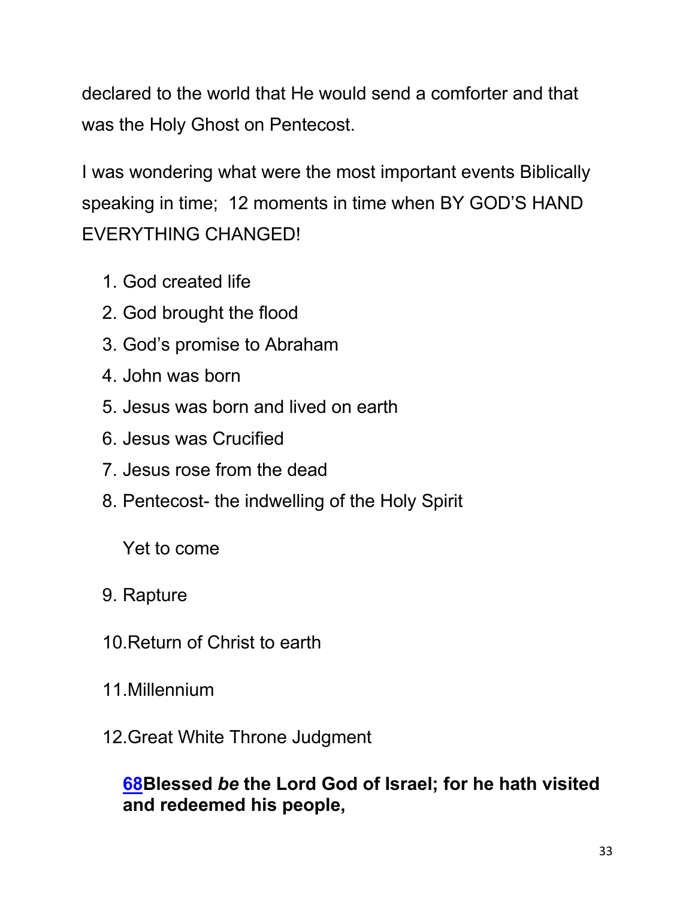declared to the world that He would send a comforter and that was the Holy Ghost on Pentecost.

I was wondering what were the most important events Biblically speaking in time; 12 moments in time when BY GOD'S HAND EVERYTHING CHANGED!

1. God created life
2. God brought the flood
3. God's promise to Abraham
4. John was born
5. Jesus was born and lived on earth
6. Jesus was Crucified
7. Jesus rose from the dead
8. Pentecost- the indwelling of the Holy Spirit

   Yet to come

9. Rapture
10. Return of Christ to earth
11. Millennium
12. Great White Throne Judgment

**68Blessed *be* the Lord God of Israel; for he hath visited and redeemed his people,**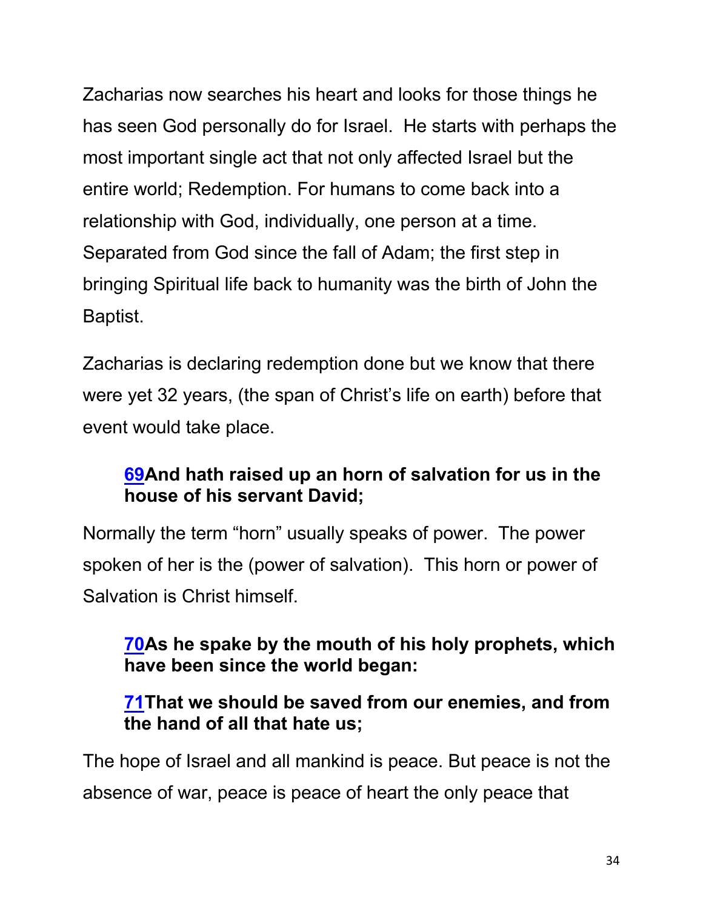Zacharias now searches his heart and looks for those things he has seen God personally do for Israel. He starts with perhaps the most important single act that not only affected Israel but the entire world; Redemption. For humans to come back into a relationship with God, individually, one person at a time. Separated from God since the fall of Adam; the first step in bringing Spiritual life back to humanity was the birth of John the Baptist.

Zacharias is declaring redemption done but we know that there were yet 32 years, (the span of Christ's life on earth) before that event would take place.

> **[69](69)And hath raised up an horn of salvation for us in the house of his servant David;**

Normally the term "horn" usually speaks of power. The power spoken of her is the (power of salvation). This horn or power of Salvation is Christ himself.

> **[70](70)As he spake by the mouth of his holy prophets, which have been since the world began:**
>
> **[71](71)That we should be saved from our enemies, and from the hand of all that hate us;**

The hope of Israel and all mankind is peace. But peace is not the absence of war, peace is peace of heart the only peace that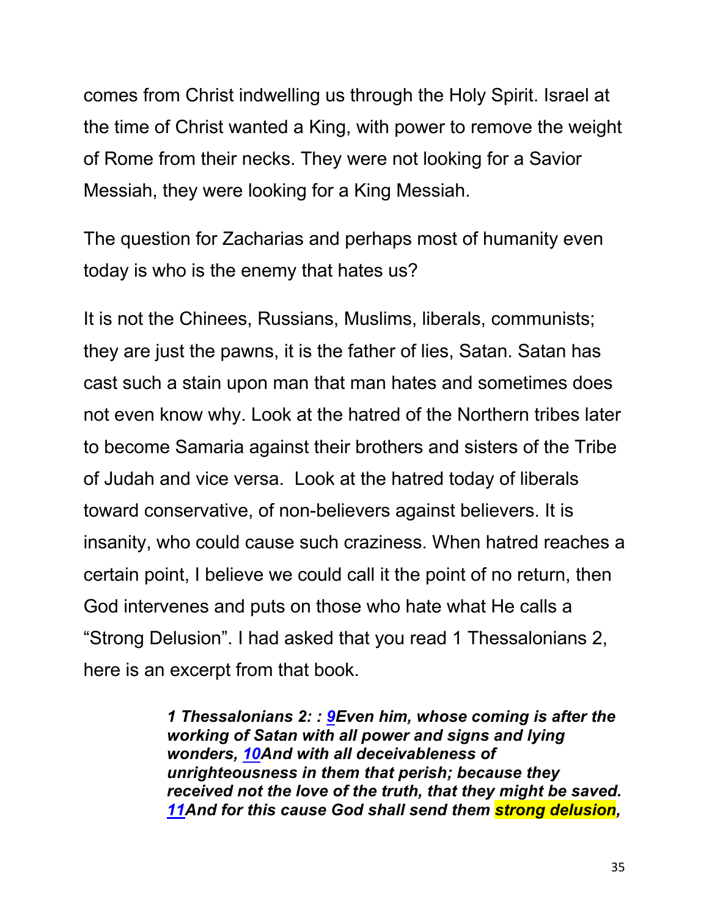comes from Christ indwelling us through the Holy Spirit. Israel at the time of Christ wanted a King, with power to remove the weight of Rome from their necks. They were not looking for a Savior Messiah, they were looking for a King Messiah.

The question for Zacharias and perhaps most of humanity even today is who is the enemy that hates us?

It is not the Chinees, Russians, Muslims, liberals, communists; they are just the pawns, it is the father of lies, Satan. Satan has cast such a stain upon man that man hates and sometimes does not even know why. Look at the hatred of the Northern tribes later to become Samaria against their brothers and sisters of the Tribe of Judah and vice versa.  Look at the hatred today of liberals toward conservative, of non-believers against believers. It is insanity, who could cause such craziness. When hatred reaches a certain point, I believe we could call it the point of no return, then God intervenes and puts on those who hate what He calls a "Strong Delusion". I had asked that you read 1 Thessalonians 2, here is an excerpt from that book.

> ***1 Thessalonians 2: : 9Even him, whose coming is after the working of Satan with all power and signs and lying wonders, 10And with all deceivableness of unrighteousness in them that perish; because they received not the love of the truth, that they might be saved. 11And for this cause God shall send them strong delusion,***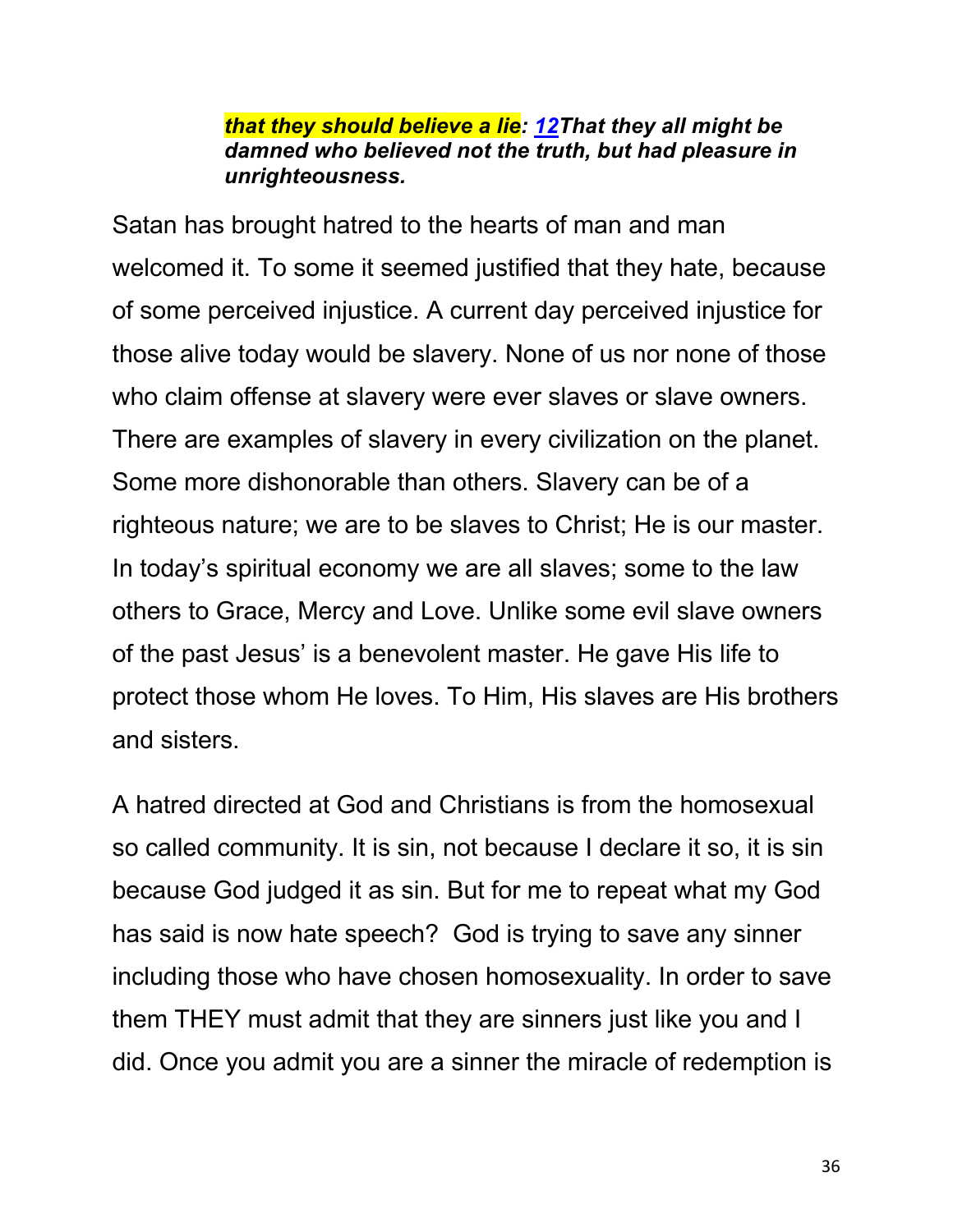> ***that they should believe a lie**: **12**That they all might be damned who believed not the truth, but had pleasure in unrighteousness.***

Satan has brought hatred to the hearts of man and man welcomed it. To some it seemed justified that they hate, because of some perceived injustice. A current day perceived injustice for those alive today would be slavery. None of us nor none of those who claim offense at slavery were ever slaves or slave owners. There are examples of slavery in every civilization on the planet. Some more dishonorable than others. Slavery can be of a righteous nature; we are to be slaves to Christ; He is our master. In today's spiritual economy we are all slaves; some to the law others to Grace, Mercy and Love. Unlike some evil slave owners of the past Jesus' is a benevolent master. He gave His life to protect those whom He loves. To Him, His slaves are His brothers and sisters.

A hatred directed at God and Christians is from the homosexual so called community. It is sin, not because I declare it so, it is sin because God judged it as sin. But for me to repeat what my God has said is now hate speech? God is trying to save any sinner including those who have chosen homosexuality. In order to save them THEY must admit that they are sinners just like you and I did. Once you admit you are a sinner the miracle of redemption is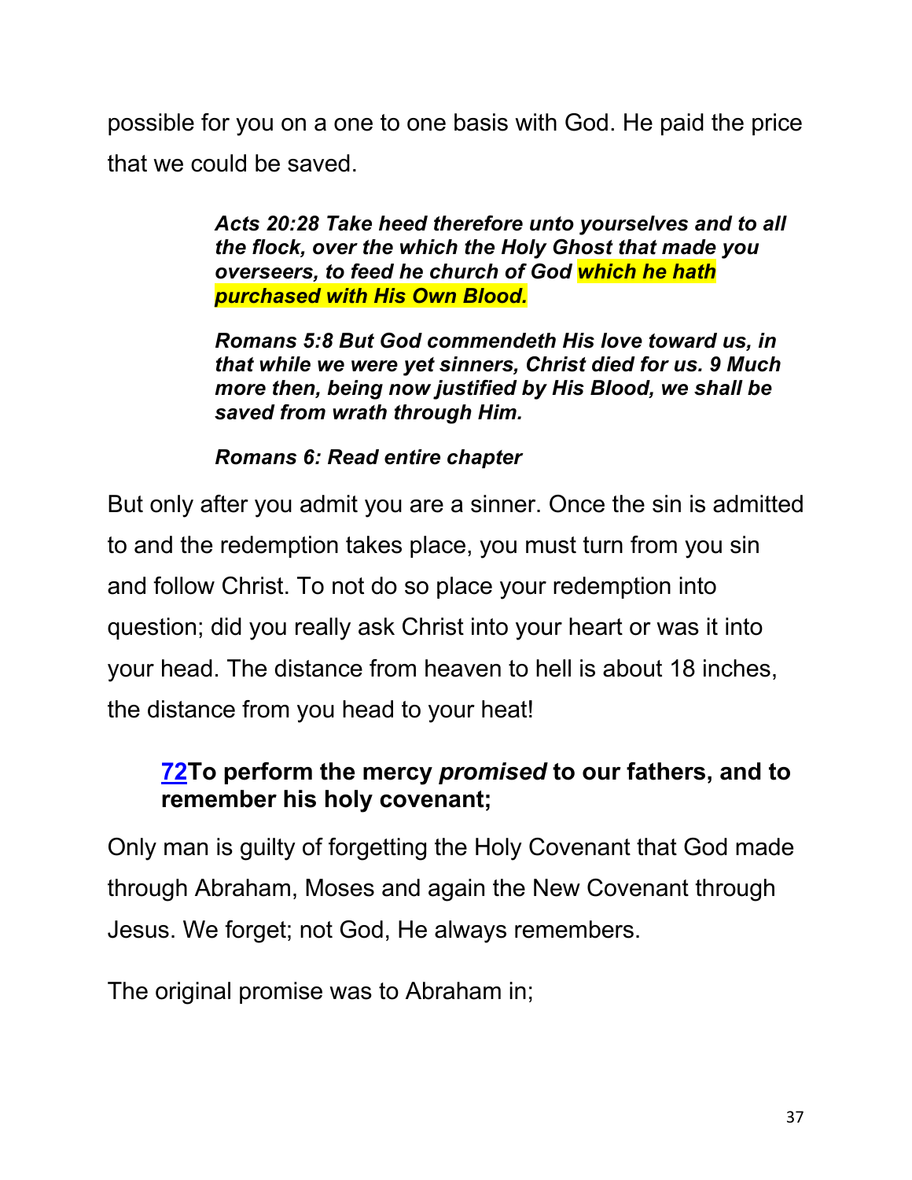possible for you on a one to one basis with God. He paid the price that we could be saved.

> ***Acts 20:28 Take heed therefore unto yourselves and to all the flock, over the which the Holy Ghost that made you overseers, to feed he church of God which he hath purchased with His Own Blood.***
>
> ***Romans 5:8 But God commendeth His love toward us, in that while we were yet sinners, Christ died for us. 9 Much more then, being now justified by His Blood, we shall be saved from wrath through Him.***
>
> ***Romans 6: Read entire chapter***

But only after you admit you are a sinner. Once the sin is admitted to and the redemption takes place, you must turn from you sin and follow Christ. To not do so place your redemption into question; did you really ask Christ into your heart or was it into your head. The distance from heaven to hell is about 18 inches, the distance from you head to your heat!

> **72To perform the mercy *promised* to our fathers, and to remember his holy covenant;**

Only man is guilty of forgetting the Holy Covenant that God made through Abraham, Moses and again the New Covenant through Jesus. We forget; not God, He always remembers.

The original promise was to Abraham in;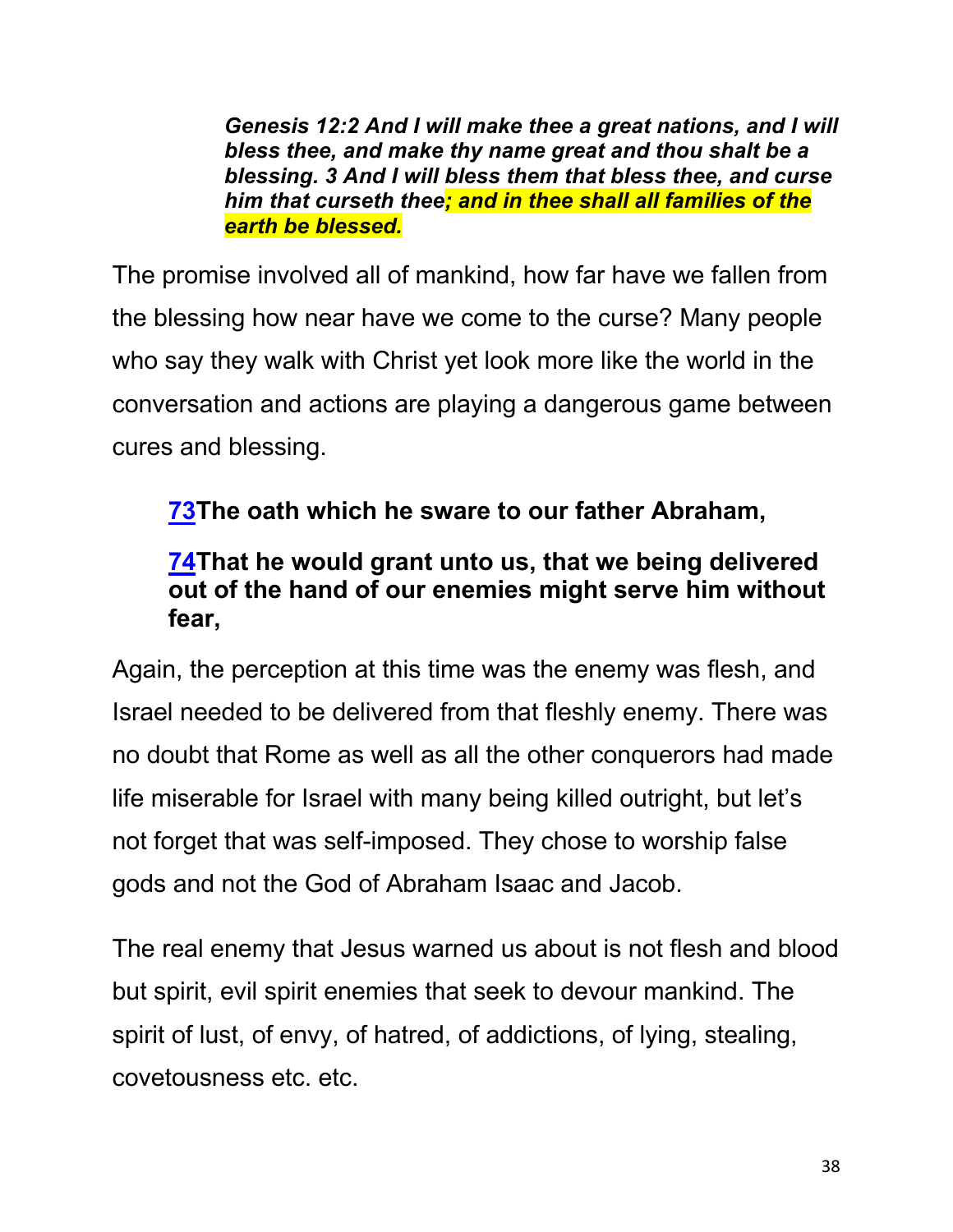> ***Genesis 12:2 And I will make thee a great nations, and I will bless thee, and make thy name great and thou shalt be a blessing. 3 And I will bless them that bless thee, and curse him that curseth thee; and in thee shall all families of the earth be blessed.***

The promise involved all of mankind, how far have we fallen from the blessing how near have we come to the curse? Many people who say they walk with Christ yet look more like the world in the conversation and actions are playing a dangerous game between cures and blessing.

> **73The oath which he sware to our father Abraham,**
>
> **74That he would grant unto us, that we being delivered out of the hand of our enemies might serve him without fear,**

Again, the perception at this time was the enemy was flesh, and Israel needed to be delivered from that fleshly enemy. There was no doubt that Rome as well as all the other conquerors had made life miserable for Israel with many being killed outright, but let's not forget that was self-imposed. They chose to worship false gods and not the God of Abraham Isaac and Jacob.

The real enemy that Jesus warned us about is not flesh and blood but spirit, evil spirit enemies that seek to devour mankind. The spirit of lust, of envy, of hatred, of addictions, of lying, stealing, covetousness etc. etc.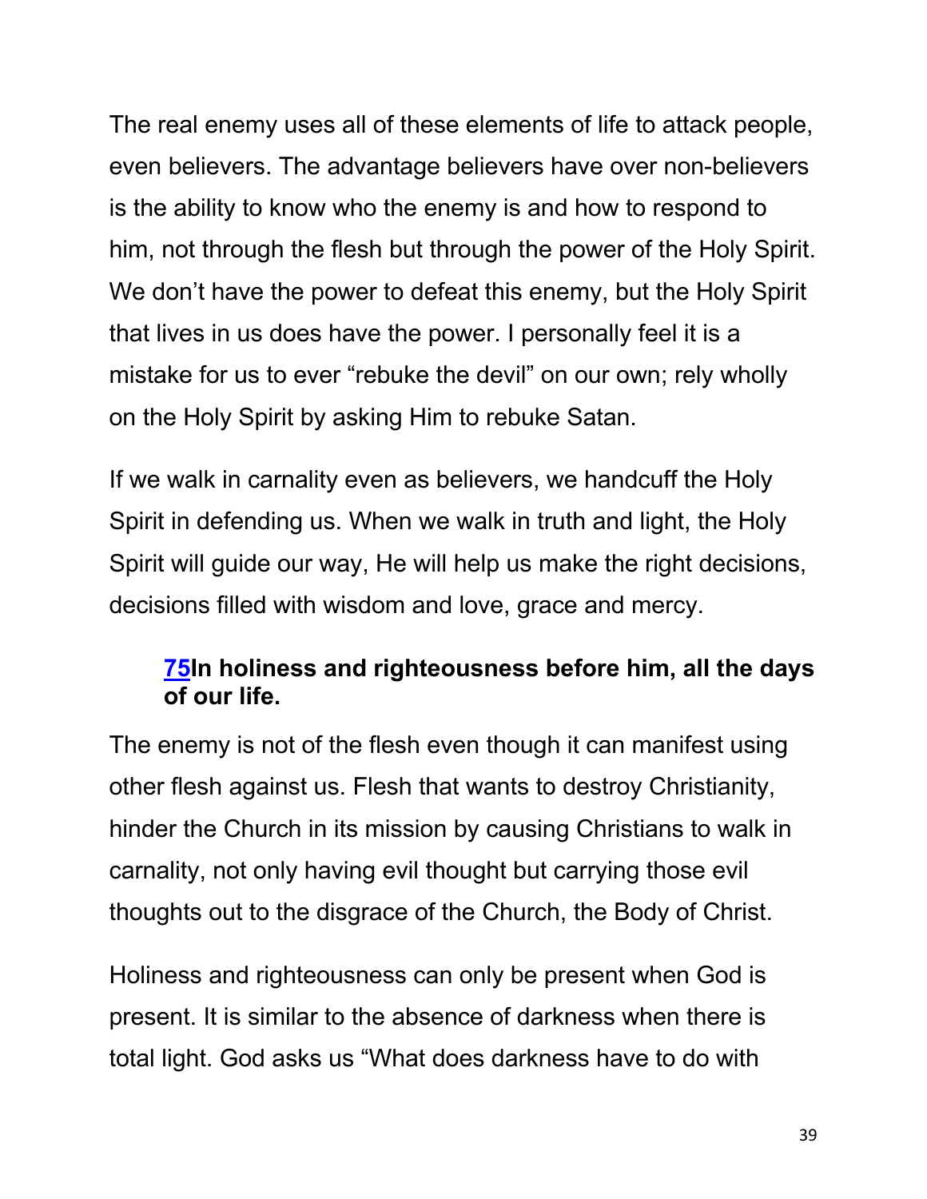The real enemy uses all of these elements of life to attack people, even believers. The advantage believers have over non-believers is the ability to know who the enemy is and how to respond to him, not through the flesh but through the power of the Holy Spirit. We don't have the power to defeat this enemy, but the Holy Spirit that lives in us does have the power. I personally feel it is a mistake for us to ever "rebuke the devil" on our own; rely wholly on the Holy Spirit by asking Him to rebuke Satan.

If we walk in carnality even as believers, we handcuff the Holy Spirit in defending us. When we walk in truth and light, the Holy Spirit will guide our way, He will help us make the right decisions, decisions filled with wisdom and love, grace and mercy.

> **75In holiness and righteousness before him, all the days of our life.**

The enemy is not of the flesh even though it can manifest using other flesh against us. Flesh that wants to destroy Christianity, hinder the Church in its mission by causing Christians to walk in carnality, not only having evil thought but carrying those evil thoughts out to the disgrace of the Church, the Body of Christ.

Holiness and righteousness can only be present when God is present. It is similar to the absence of darkness when there is total light. God asks us "What does darkness have to do with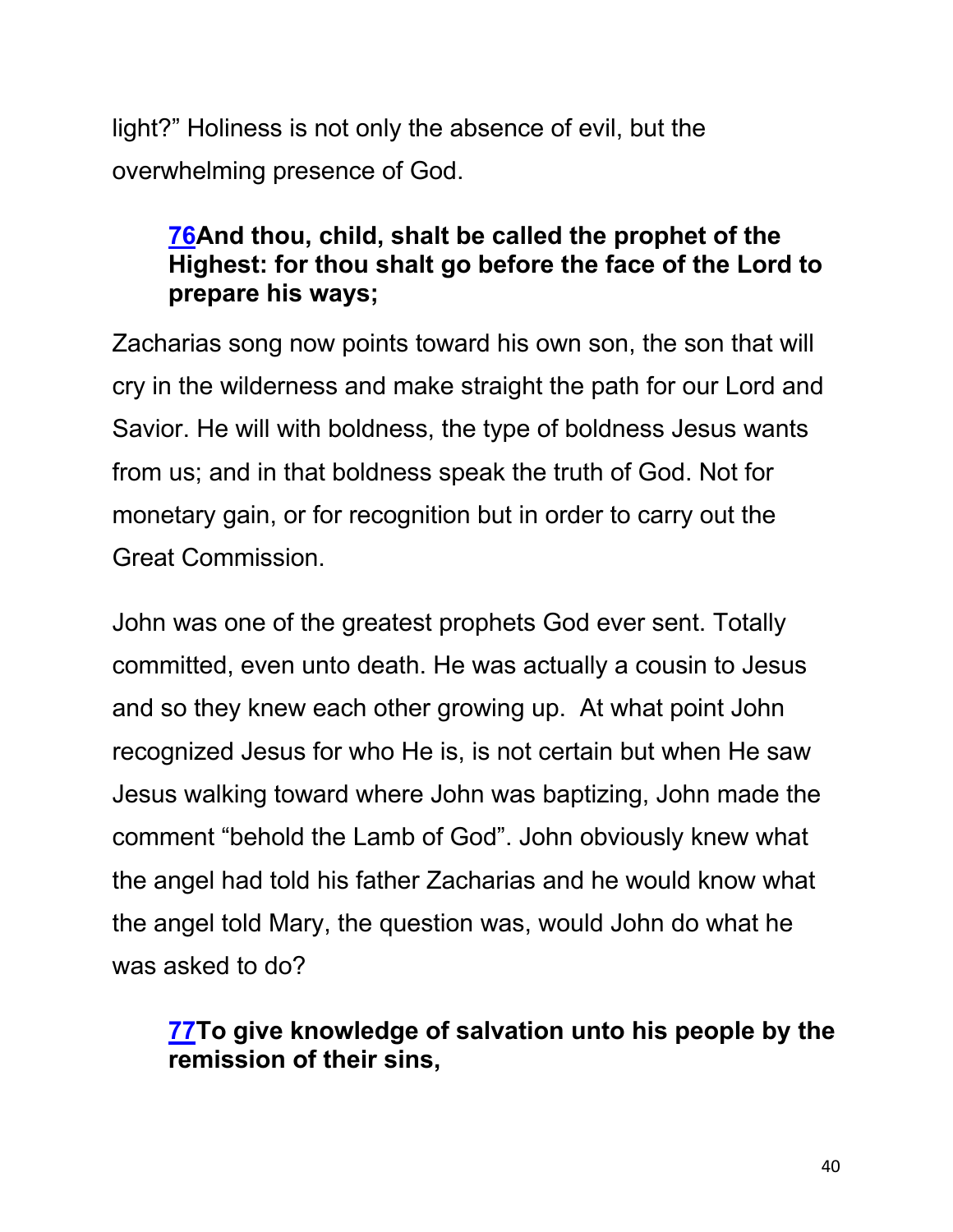light?" Holiness is not only the absence of evil, but the overwhelming presence of God.

> **[76](#)And thou, child, shalt be called the prophet of the Highest: for thou shalt go before the face of the Lord to prepare his ways;**

Zacharias song now points toward his own son, the son that will cry in the wilderness and make straight the path for our Lord and Savior. He will with boldness, the type of boldness Jesus wants from us; and in that boldness speak the truth of God. Not for monetary gain, or for recognition but in order to carry out the Great Commission.

John was one of the greatest prophets God ever sent. Totally committed, even unto death. He was actually a cousin to Jesus and so they knew each other growing up. At what point John recognized Jesus for who He is, is not certain but when He saw Jesus walking toward where John was baptizing, John made the comment "behold the Lamb of God". John obviously knew what the angel had told his father Zacharias and he would know what the angel told Mary, the question was, would John do what he was asked to do?

> **[77](#)To give knowledge of salvation unto his people by the remission of their sins,**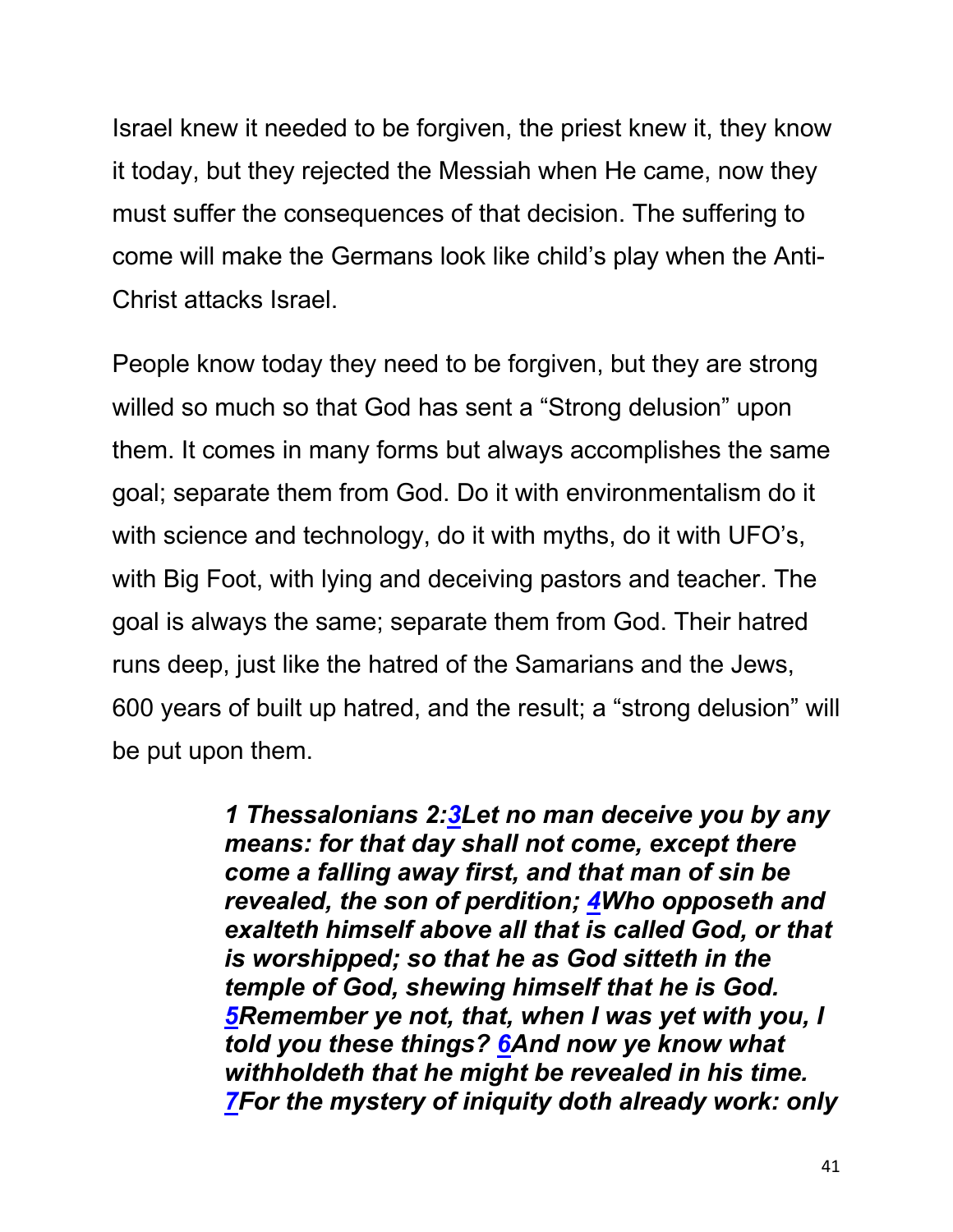Israel knew it needed to be forgiven, the priest knew it, they know it today, but they rejected the Messiah when He came, now they must suffer the consequences of that decision. The suffering to come will make the Germans look like child's play when the Anti-Christ attacks Israel.

People know today they need to be forgiven, but they are strong willed so much so that God has sent a "Strong delusion" upon them. It comes in many forms but always accomplishes the same goal; separate them from God. Do it with environmentalism do it with science and technology, do it with myths, do it with UFO's, with Big Foot, with lying and deceiving pastors and teacher. The goal is always the same; separate them from God. Their hatred runs deep, just like the hatred of the Samarians and the Jews, 600 years of built up hatred, and the result; a "strong delusion" will be put upon them.

> ***1 Thessalonians 2:3Let no man deceive you by any means: for that day shall not come, except there come a falling away first, and that man of sin be revealed, the son of perdition; 4Who opposeth and exalteth himself above all that is called God, or that is worshipped; so that he as God sitteth in the temple of God, shewing himself that he is God. 5Remember ye not, that, when I was yet with you, I told you these things? 6And now ye know what withholdeth that he might be revealed in his time. 7For the mystery of iniquity doth already work: only***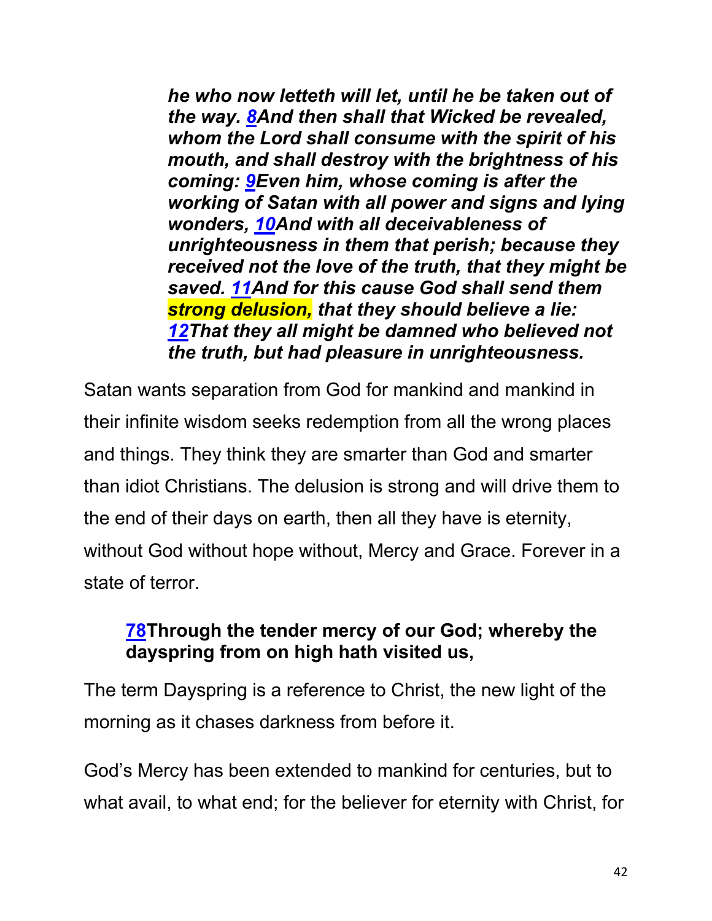> ***he who now letteth will let, until he be taken out of the way. [8](#)And then shall that Wicked be revealed, whom the Lord shall consume with the spirit of his mouth, and shall destroy with the brightness of his coming: [9](#)Even him, whose coming is after the working of Satan with all power and signs and lying wonders, [10](#)And with all deceivableness of unrighteousness in them that perish; because they received not the love of the truth, that they might be saved. [11](#)And for this cause God shall send them strong delusion, that they should believe a lie: [12](#)That they all might be damned who believed not the truth, but had pleasure in unrighteousness.***

Satan wants separation from God for mankind and mankind in their infinite wisdom seeks redemption from all the wrong places and things. They think they are smarter than God and smarter than idiot Christians. The delusion is strong and will drive them to the end of their days on earth, then all they have is eternity, without God without hope without, Mercy and Grace. Forever in a state of terror.

> **[78](#)Through the tender mercy of our God; whereby the dayspring from on high hath visited us,**

The term Dayspring is a reference to Christ, the new light of the morning as it chases darkness from before it.

God's Mercy has been extended to mankind for centuries, but to what avail, to what end; for the believer for eternity with Christ, for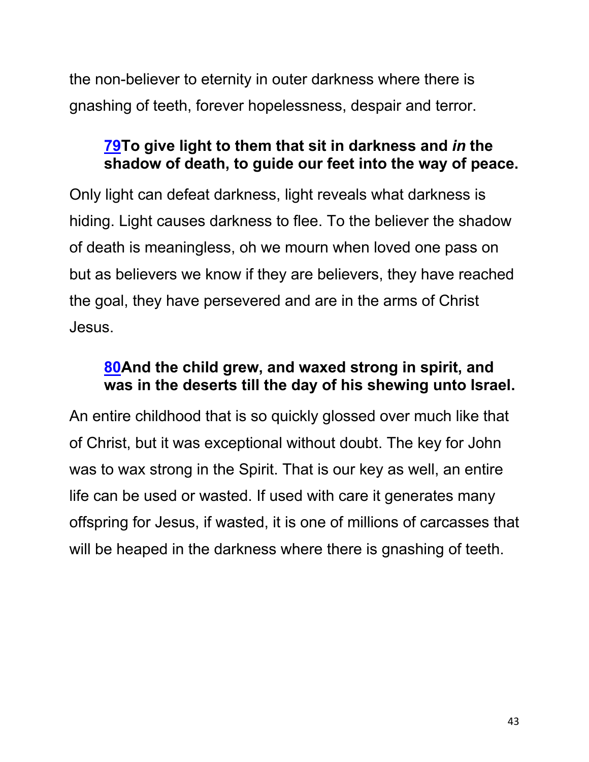the non-believer to eternity in outer darkness where there is gnashing of teeth, forever hopelessness, despair and terror.

> **[79](#)To give light to them that sit in darkness and *in* the shadow of death, to guide our feet into the way of peace.**

Only light can defeat darkness, light reveals what darkness is hiding. Light causes darkness to flee. To the believer the shadow of death is meaningless, oh we mourn when loved one pass on but as believers we know if they are believers, they have reached the goal, they have persevered and are in the arms of Christ Jesus.

> **[80](#)And the child grew, and waxed strong in spirit, and was in the deserts till the day of his shewing unto Israel.**

An entire childhood that is so quickly glossed over much like that of Christ, but it was exceptional without doubt. The key for John was to wax strong in the Spirit. That is our key as well, an entire life can be used or wasted. If used with care it generates many offspring for Jesus, if wasted, it is one of millions of carcasses that will be heaped in the darkness where there is gnashing of teeth.